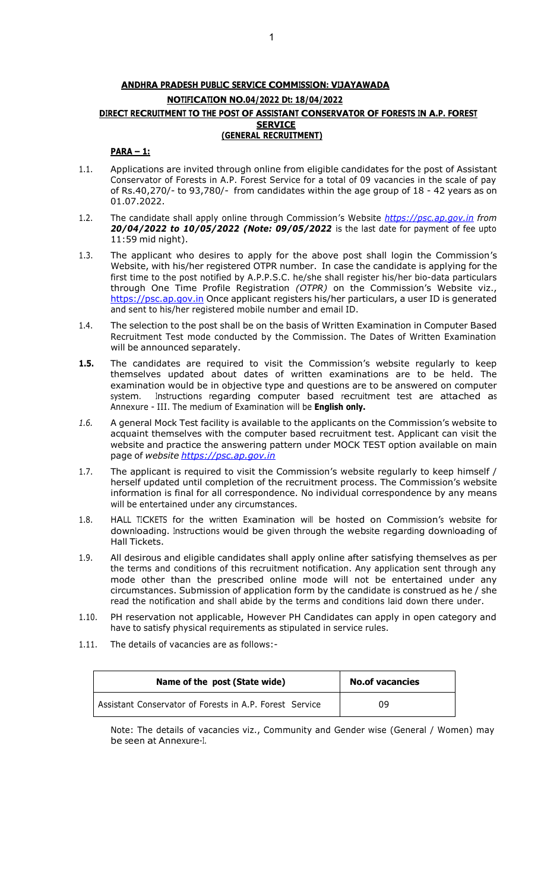## ANDHRA PRADESH PUBLIC SERVICE COMMISSION: VIJAYAWADA

### NOTIFICATION NO.04/2022 Dt: 18/04/2022

### DIRECT RECRUITMENT TO THE POST OF ASSISTANT CONSERVATOR OF FORESTS IN A.P. FOREST SERVICE

### (GENERAL RECRUITMENT)

**PARA – 1:**

1.1. Applications are invited through online from eligible candidates for the post of Assistant Conservator of Forests in A.P. Forest Service for a total of 09 vacancies in the scale of pay of Rs.40,270/- to 93,780/- from candidates within the age group of 18 - 42 years as on 01.07.2022.

1.2. The candidate shall apply online through Commission's Website *https://psc.ap.gov.in from* ***20/04/2022 to 10/05/2022 (Note: 09/05/2022*** is the last date for payment of fee upto 11:59 mid night).

1.3. The applicant who desires to apply for the above post shall login the Commission's Website, with his/her registered OTPR number. In case the candidate is applying for the first time to the post notified by A.P.P.S.C. he/she shall register his/her bio-data particulars through One Time Profile Registration *(OTPR)* on the Commission's Website viz., https://psc.ap.gov.in Once applicant registers his/her particulars, a user ID is generated and sent to his/her registered mobile number and email ID.

1.4. The selection to the post shall be on the basis of Written Examination in Computer Based Recruitment Test mode conducted by the Commission. The Dates of Written Examination will be announced separately.

**1.5.** The candidates are required to visit the Commission's website regularly to keep themselves updated about dates of written examinations are to be held. The examination would be in objective type and questions are to be answered on computer system. Instructions regarding computer based recruitment test are attached as Annexure - III. The medium of Examination will be **English only.**

*1.6.* A general Mock Test facility is available to the applicants on the Commission's website to acquaint themselves with the computer based recruitment test. Applicant can visit the website and practice the answering pattern under MOCK TEST option available on main page of *website https://psc.ap.gov.in*

1.7. The applicant is required to visit the Commission's website regularly to keep himself / herself updated until completion of the recruitment process. The Commission's website information is final for all correspondence. No individual correspondence by any means will be entertained under any circumstances.

1.8. HALL TICKETS for the written Examination will be hosted on Commission's website for downloading. Instructions would be given through the website regarding downloading of Hall Tickets.

1.9. All desirous and eligible candidates shall apply online after satisfying themselves as per the terms and conditions of this recruitment notification. Any application sent through any mode other than the prescribed online mode will not be entertained under any circumstances. Submission of application form by the candidate is construed as he / she read the notification and shall abide by the terms and conditions laid down there under.

1.10. PH reservation not applicable, However PH Candidates can apply in open category and have to satisfy physical requirements as stipulated in service rules.

1.11. The details of vacancies are as follows:-

| Name of the post (State wide) | No.of vacancies |
|---|---|
| Assistant Conservator of Forests in A.P. Forest Service | 09 |

Note: The details of vacancies viz., Community and Gender wise (General / Women) may be seen at Annexure-I.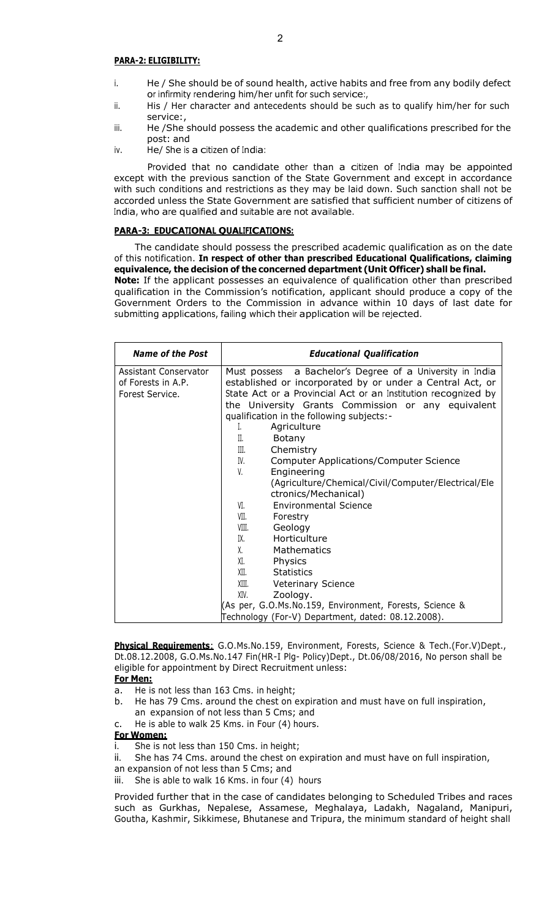**PARA-2: ELIGIBILITY:**

i. He / She should be of sound health, active habits and free from any bodily defect or infirmity rendering him/her unfit for such service:,

ii. His / Her character and antecedents should be such as to qualify him/her for such service:,

iii. He /She should possess the academic and other qualifications prescribed for the post: and

iv. He/ She is a citizen of India:

Provided that no candidate other than a citizen of India may be appointed except with the previous sanction of the State Government and except in accordance with such conditions and restrictions as they may be laid down. Such sanction shall not be accorded unless the State Government are satisfied that sufficient number of citizens of India, who are qualified and suitable are not available.

**PARA-3: EDUCATIONAL QUALIFICATIONS:**

The candidate should possess the prescribed academic qualification as on the date of this notification. **In respect of other than prescribed Educational Qualifications, claiming equivalence, the decision of the concerned department (Unit Officer) shall be final.**

**Note:** If the applicant possesses an equivalence of qualification other than prescribed qualification in the Commission's notification, applicant should produce a copy of the Government Orders to the Commission in advance within 10 days of last date for submitting applications, failing which their application will be rejected.

| *Name of the Post* | *Educational Qualification* |
|---|---|
| Assistant Conservator of Forests in A.P. Forest Service. | Must possess a Bachelor's Degree of a University in India established or incorporated by or under a Central Act, or State Act or a Provincial Act or an Institution recognized by the University Grants Commission or any equivalent qualification in the following subjects:-<br>I. Agriculture<br>II. Botany<br>III. Chemistry<br>IV. Computer Applications/Computer Science<br>V. Engineering (Agriculture/Chemical/Civil/Computer/Electrical/Electronics/Mechanical)<br>VI. Environmental Science<br>VII. Forestry<br>VIII. Geology<br>IX. Horticulture<br>X. Mathematics<br>XI. Physics<br>XII. Statistics<br>XIII. Veterinary Science<br>XIV. Zoology.<br>(As per, G.O.Ms.No.159, Environment, Forests, Science & Technology (For-V) Department, dated: 08.12.2008). |

**Physical Requirements**: G.O.Ms.No.159, Environment, Forests, Science & Tech.(For.V)Dept., Dt.08.12.2008, G.O.Ms.No.147 Fin(HR-I Plg- Policy)Dept., Dt.06/08/2016, No person shall be eligible for appointment by Direct Recruitment unless:

**For Men:**

a. He is not less than 163 Cms. in height;
b. He has 79 Cms. around the chest on expiration and must have on full inspiration, an expansion of not less than 5 Cms; and
c. He is able to walk 25 Kms. in Four (4) hours.

**For Women:**

i. She is not less than 150 Cms. in height;
ii. She has 74 Cms. around the chest on expiration and must have on full inspiration, an expansion of not less than 5 Cms; and
iii. She is able to walk 16 Kms. in four (4) hours

Provided further that in the case of candidates belonging to Scheduled Tribes and races such as Gurkhas, Nepalese, Assamese, Meghalaya, Ladakh, Nagaland, Manipuri, Goutha, Kashmir, Sikkimese, Bhutanese and Tripura, the minimum standard of height shall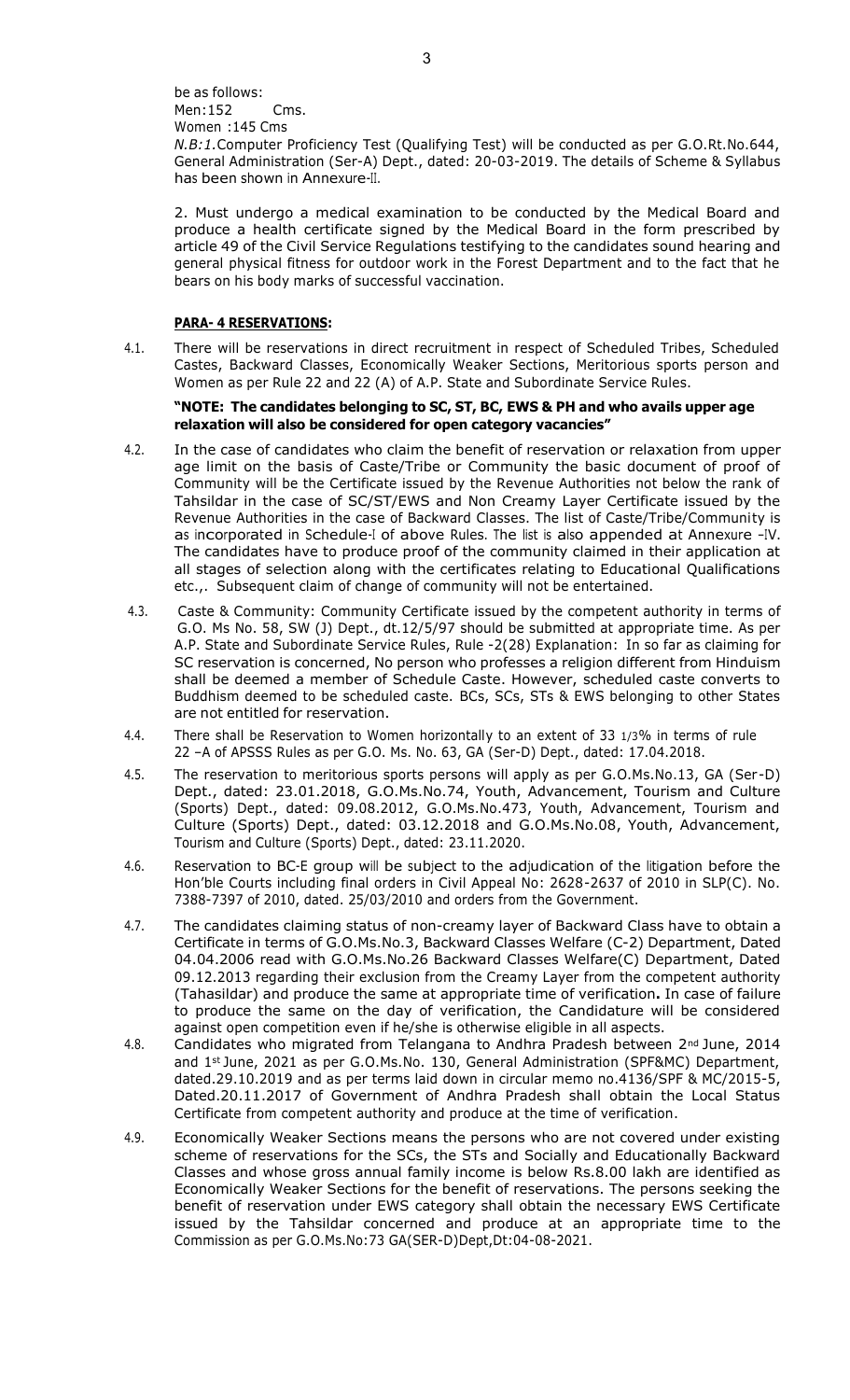be as follows:
Men:152 Cms.
Women :145 Cms

*N.B:1.*Computer Proficiency Test (Qualifying Test) will be conducted as per G.O.Rt.No.644, General Administration (Ser-A) Dept., dated: 20-03-2019. The details of Scheme & Syllabus has been shown in Annexure-II.

2. Must undergo a medical examination to be conducted by the Medical Board and produce a health certificate signed by the Medical Board in the form prescribed by article 49 of the Civil Service Regulations testifying to the candidates sound hearing and general physical fitness for outdoor work in the Forest Department and to the fact that he bears on his body marks of successful vaccination.

**PARA- 4 RESERVATIONS:**

4.1. There will be reservations in direct recruitment in respect of Scheduled Tribes, Scheduled Castes, Backward Classes, Economically Weaker Sections, Meritorious sports person and Women as per Rule 22 and 22 (A) of A.P. State and Subordinate Service Rules.

**"NOTE: The candidates belonging to SC, ST, BC, EWS & PH and who avails upper age relaxation will also be considered for open category vacancies"**

4.2. In the case of candidates who claim the benefit of reservation or relaxation from upper age limit on the basis of Caste/Tribe or Community the basic document of proof of Community will be the Certificate issued by the Revenue Authorities not below the rank of Tahsildar in the case of SC/ST/EWS and Non Creamy Layer Certificate issued by the Revenue Authorities in the case of Backward Classes. The list of Caste/Tribe/Community is as incorporated in Schedule-I of above Rules. The list is also appended at Annexure -IV. The candidates have to produce proof of the community claimed in their application at all stages of selection along with the certificates relating to Educational Qualifications etc.,. Subsequent claim of change of community will not be entertained.

4.3. Caste & Community: Community Certificate issued by the competent authority in terms of G.O. Ms No. 58, SW (J) Dept., dt.12/5/97 should be submitted at appropriate time. As per A.P. State and Subordinate Service Rules, Rule -2(28) Explanation: In so far as claiming for SC reservation is concerned, No person who professes a religion different from Hinduism shall be deemed a member of Schedule Caste. However, scheduled caste converts to Buddhism deemed to be scheduled caste. BCs, SCs, STs & EWS belonging to other States are not entitled for reservation.

4.4. There shall be Reservation to Women horizontally to an extent of 33 1/3% in terms of rule 22 –A of APSSS Rules as per G.O. Ms. No. 63, GA (Ser-D) Dept., dated: 17.04.2018.

4.5. The reservation to meritorious sports persons will apply as per G.O.Ms.No.13, GA (Ser-D) Dept., dated: 23.01.2018, G.O.Ms.No.74, Youth, Advancement, Tourism and Culture (Sports) Dept., dated: 09.08.2012, G.O.Ms.No.473, Youth, Advancement, Tourism and Culture (Sports) Dept., dated: 03.12.2018 and G.O.Ms.No.08, Youth, Advancement, Tourism and Culture (Sports) Dept., dated: 23.11.2020.

4.6. Reservation to BC-E group will be subject to the adjudication of the litigation before the Hon'ble Courts including final orders in Civil Appeal No: 2628-2637 of 2010 in SLP(C). No. 7388-7397 of 2010, dated. 25/03/2010 and orders from the Government.

4.7. The candidates claiming status of non-creamy layer of Backward Class have to obtain a Certificate in terms of G.O.Ms.No.3, Backward Classes Welfare (C-2) Department, Dated 04.04.2006 read with G.O.Ms.No.26 Backward Classes Welfare(C) Department, Dated 09.12.2013 regarding their exclusion from the Creamy Layer from the competent authority (Tahasildar) and produce the same at appropriate time of verification**.** In case of failure to produce the same on the day of verification, the Candidature will be considered against open competition even if he/she is otherwise eligible in all aspects.

4.8. Candidates who migrated from Telangana to Andhra Pradesh between 2nd June, 2014 and 1st June, 2021 as per G.O.Ms.No. 130, General Administration (SPF&MC) Department, dated.29.10.2019 and as per terms laid down in circular memo no.4136/SPF & MC/2015-5, Dated.20.11.2017 of Government of Andhra Pradesh shall obtain the Local Status Certificate from competent authority and produce at the time of verification.

4.9. Economically Weaker Sections means the persons who are not covered under existing scheme of reservations for the SCs, the STs and Socially and Educationally Backward Classes and whose gross annual family income is below Rs.8.00 lakh are identified as Economically Weaker Sections for the benefit of reservations. The persons seeking the benefit of reservation under EWS category shall obtain the necessary EWS Certificate issued by the Tahsildar concerned and produce at an appropriate time to the Commission as per G.O.Ms.No:73 GA(SER-D)Dept,Dt:04-08-2021.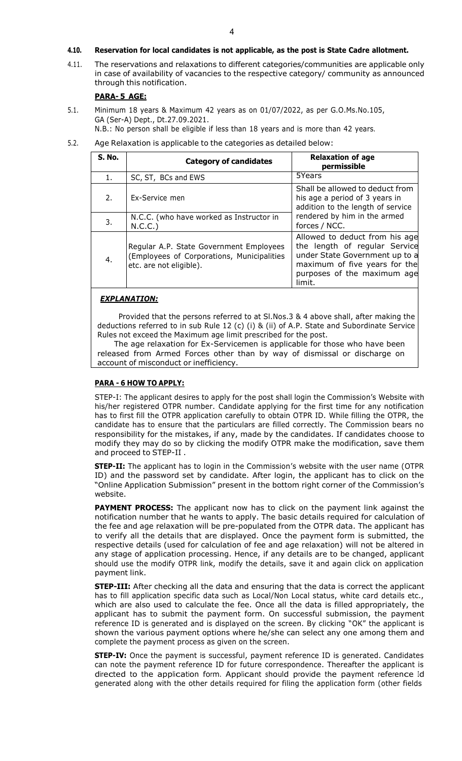**4.10. Reservation for local candidates is not applicable, as the post is State Cadre allotment.**

4.11. The reservations and relaxations to different categories/communities are applicable only in case of availability of vacancies to the respective category/ community as announced through this notification.

**PARA- 5 AGE:**

5.1. Minimum 18 years & Maximum 42 years as on 01/07/2022, as per G.O.Ms.No.105, GA (Ser-A) Dept., Dt.27.09.2021.

N.B.: No person shall be eligible if less than 18 years and is more than 42 years.

5.2. Age Relaxation is applicable to the categories as detailed below:

| S. No. | Category of candidates | Relaxation of age permissible |
|---|---|---|
| 1. | SC, ST, BCs and EWS | 5Years |
| 2. | Ex-Service men | Shall be allowed to deduct from his age a period of 3 years in addition to the length of service rendered by him in the armed forces / NCC. |
| 3. | N.C.C. (who have worked as Instructor in N.C.C.) | |
| 4. | Regular A.P. State Government Employees (Employees of Corporations, Municipalities etc. are not eligible). | Allowed to deduct from his age the length of regular Service under State Government up to a maximum of five years for the purposes of the maximum age limit. |

***EXPLANATION:***

Provided that the persons referred to at Sl.Nos.3 & 4 above shall, after making the deductions referred to in sub Rule 12 (c) (i) & (ii) of A.P. State and Subordinate Service Rules not exceed the Maximum age limit prescribed for the post.

The age relaxation for Ex-Servicemen is applicable for those who have been released from Armed Forces other than by way of dismissal or discharge on account of misconduct or inefficiency.

**PARA - 6 HOW TO APPLY:**

STEP-I: The applicant desires to apply for the post shall login the Commission's Website with his/her registered OTPR number. Candidate applying for the first time for any notification has to first fill the OTPR application carefully to obtain OTPR ID. While filling the OTPR, the candidate has to ensure that the particulars are filled correctly. The Commission bears no responsibility for the mistakes, if any, made by the candidates. If candidates choose to modify they may do so by clicking the modify OTPR make the modification, save them and proceed to STEP-II .

**STEP-II:** The applicant has to login in the Commission's website with the user name (OTPR ID) and the password set by candidate. After login, the applicant has to click on the "Online Application Submission" present in the bottom right corner of the Commission's website.

**PAYMENT PROCESS:** The applicant now has to click on the payment link against the notification number that he wants to apply. The basic details required for calculation of the fee and age relaxation will be pre-populated from the OTPR data. The applicant has to verify all the details that are displayed. Once the payment form is submitted, the respective details (used for calculation of fee and age relaxation) will not be altered in any stage of application processing. Hence, if any details are to be changed, applicant should use the modify OTPR link, modify the details, save it and again click on application payment link.

**STEP-III:** After checking all the data and ensuring that the data is correct the applicant has to fill application specific data such as Local/Non Local status, white card details etc., which are also used to calculate the fee. Once all the data is filled appropriately, the applicant has to submit the payment form. On successful submission, the payment reference ID is generated and is displayed on the screen. By clicking "OK" the applicant is shown the various payment options where he/she can select any one among them and complete the payment process as given on the screen.

**STEP-IV:** Once the payment is successful, payment reference ID is generated. Candidates can note the payment reference ID for future correspondence. Thereafter the applicant is directed to the application form. Applicant should provide the payment reference Id generated along with the other details required for filing the application form (other fields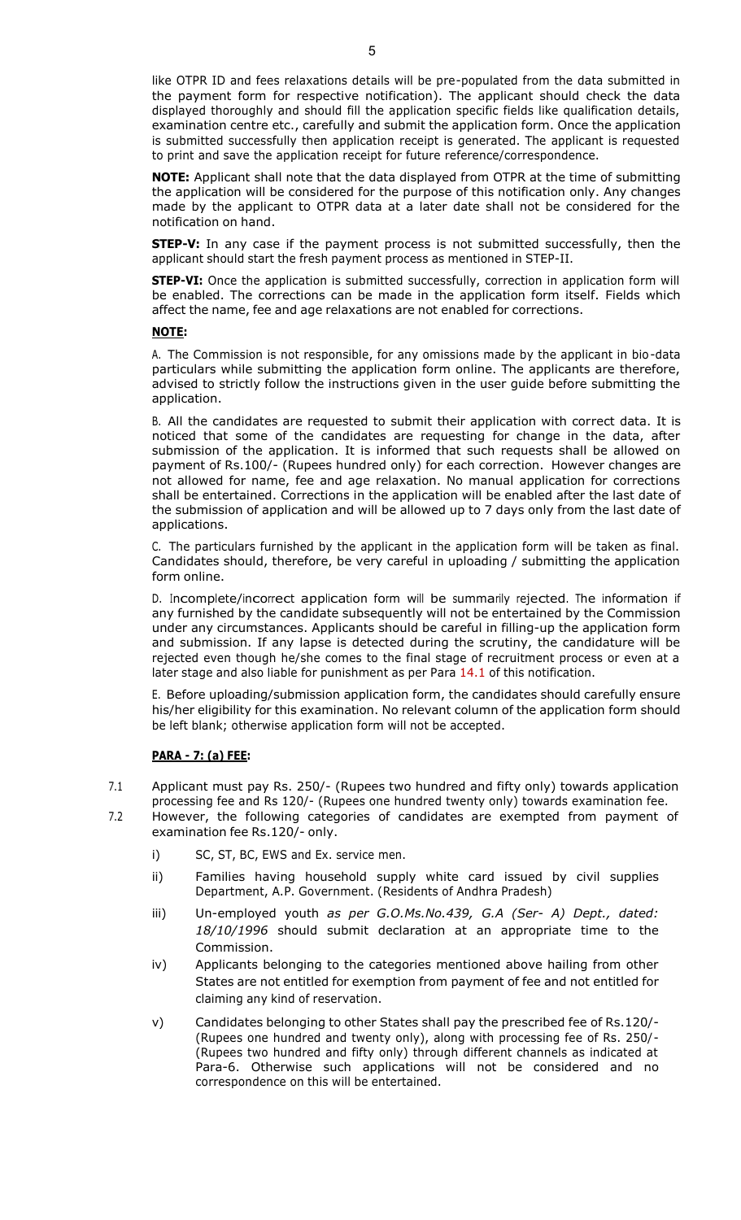like OTPR ID and fees relaxations details will be pre-populated from the data submitted in the payment form for respective notification). The applicant should check the data displayed thoroughly and should fill the application specific fields like qualification details, examination centre etc., carefully and submit the application form. Once the application is submitted successfully then application receipt is generated. The applicant is requested to print and save the application receipt for future reference/correspondence.

**NOTE:** Applicant shall note that the data displayed from OTPR at the time of submitting the application will be considered for the purpose of this notification only. Any changes made by the applicant to OTPR data at a later date shall not be considered for the notification on hand.

**STEP-V:** In any case if the payment process is not submitted successfully, then the applicant should start the fresh payment process as mentioned in STEP-II.

**STEP-VI:** Once the application is submitted successfully, correction in application form will be enabled. The corrections can be made in the application form itself. Fields which affect the name, fee and age relaxations are not enabled for corrections.

**NOTE:**

A. The Commission is not responsible, for any omissions made by the applicant in bio-data particulars while submitting the application form online. The applicants are therefore, advised to strictly follow the instructions given in the user guide before submitting the application.

B. All the candidates are requested to submit their application with correct data. It is noticed that some of the candidates are requesting for change in the data, after submission of the application. It is informed that such requests shall be allowed on payment of Rs.100/- (Rupees hundred only) for each correction. However changes are not allowed for name, fee and age relaxation. No manual application for corrections shall be entertained. Corrections in the application will be enabled after the last date of the submission of application and will be allowed up to 7 days only from the last date of applications.

C. The particulars furnished by the applicant in the application form will be taken as final. Candidates should, therefore, be very careful in uploading / submitting the application form online.

D. Incomplete/incorrect application form will be summarily rejected. The information if any furnished by the candidate subsequently will not be entertained by the Commission under any circumstances. Applicants should be careful in filling-up the application form and submission. If any lapse is detected during the scrutiny, the candidature will be rejected even though he/she comes to the final stage of recruitment process or even at a later stage and also liable for punishment as per Para 14.1 of this notification.

E. Before uploading/submission application form, the candidates should carefully ensure his/her eligibility for this examination. No relevant column of the application form should be left blank; otherwise application form will not be accepted.

**PARA - 7: (a) FEE:**

7.1 Applicant must pay Rs. 250/- (Rupees two hundred and fifty only) towards application processing fee and Rs 120/- (Rupees one hundred twenty only) towards examination fee.

7.2 However, the following categories of candidates are exempted from payment of examination fee Rs.120/- only.

i) SC, ST, BC, EWS and Ex. service men.

ii) Families having household supply white card issued by civil supplies Department, A.P. Government. (Residents of Andhra Pradesh)

iii) Un-employed youth *as per G.O.Ms.No.439, G.A (Ser- A) Dept., dated: 18/10/1996* should submit declaration at an appropriate time to the Commission.

iv) Applicants belonging to the categories mentioned above hailing from other States are not entitled for exemption from payment of fee and not entitled for claiming any kind of reservation.

v) Candidates belonging to other States shall pay the prescribed fee of Rs.120/- (Rupees one hundred and twenty only), along with processing fee of Rs. 250/- (Rupees two hundred and fifty only) through different channels as indicated at Para-6. Otherwise such applications will not be considered and no correspondence on this will be entertained.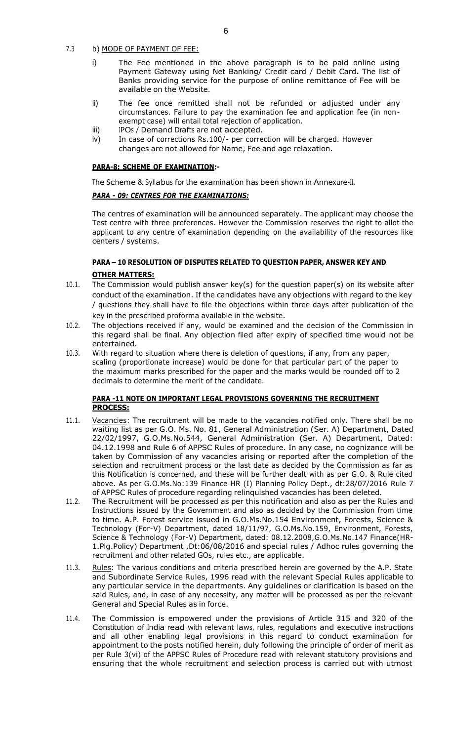7.3 b) MODE OF PAYMENT OF FEE:

i) The Fee mentioned in the above paragraph is to be paid online using Payment Gateway using Net Banking/ Credit card / Debit Card**.** The list of Banks providing service for the purpose of online remittance of Fee will be available on the Website.

ii) The fee once remitted shall not be refunded or adjusted under any circumstances. Failure to pay the examination fee and application fee (in non-exempt case) will entail total rejection of application.

iii) IPOs / Demand Drafts are not accepted.

iv) In case of corrections Rs.100/- per correction will be charged. However changes are not allowed for Name, Fee and age relaxation.

**PARA-8: SCHEME OF EXAMINATION:-**

The Scheme & Syllabus for the examination has been shown in Annexure-II.

***PARA - 09: CENTRES FOR THE EXAMINATIONS:***

The centres of examination will be announced separately. The applicant may choose the Test centre with three preferences. However the Commission reserves the right to allot the applicant to any centre of examination depending on the availability of the resources like centers / systems.

**PARA – 10 RESOLUTION OF DISPUTES RELATED TO QUESTION PAPER, ANSWER KEY AND OTHER MATTERS:**

10.1. The Commission would publish answer key(s) for the question paper(s) on its website after conduct of the examination. If the candidates have any objections with regard to the key / questions they shall have to file the objections within three days after publication of the key in the prescribed proforma available in the website.

10.2. The objections received if any, would be examined and the decision of the Commission in this regard shall be final. Any objection filed after expiry of specified time would not be entertained.

10.3. With regard to situation where there is deletion of questions, if any, from any paper, scaling (proportionate increase) would be done for that particular part of the paper to the maximum marks prescribed for the paper and the marks would be rounded off to 2 decimals to determine the merit of the candidate.

**PARA -11 NOTE ON IMPORTANT LEGAL PROVISIONS GOVERNING THE RECRUITMENT PROCESS:**

11.1. Vacancies: The recruitment will be made to the vacancies notified only. There shall be no waiting list as per G.O. Ms. No. 81, General Administration (Ser. A) Department, Dated 22/02/1997, G.O.Ms.No.544, General Administration (Ser. A) Department, Dated: 04.12.1998 and Rule 6 of APPSC Rules of procedure. In any case, no cognizance will be taken by Commission of any vacancies arising or reported after the completion of the selection and recruitment process or the last date as decided by the Commission as far as this Notification is concerned, and these will be further dealt with as per G.O. & Rule cited above. As per G.O.Ms.No:139 Finance HR (I) Planning Policy Dept., dt:28/07/2016 Rule 7 of APPSC Rules of procedure regarding relinquished vacancies has been deleted.

11.2. The Recruitment will be processed as per this notification and also as per the Rules and Instructions issued by the Government and also as decided by the Commission from time to time. A.P. Forest service issued in G.O.Ms.No.154 Environment, Forests, Science & Technology (For-V) Department, dated 18/11/97, G.O.Ms.No.159, Environment, Forests, Science & Technology (For-V) Department, dated: 08.12.2008,G.O.Ms.No.147 Finance(HR-1.Plg.Policy) Department ,Dt:06/08/2016 and special rules / Adhoc rules governing the recruitment and other related GOs, rules etc., are applicable.

11.3. Rules: The various conditions and criteria prescribed herein are governed by the A.P. State and Subordinate Service Rules, 1996 read with the relevant Special Rules applicable to any particular service in the departments. Any guidelines or clarification is based on the said Rules, and, in case of any necessity, any matter will be processed as per the relevant General and Special Rules as in force.

11.4. The Commission is empowered under the provisions of Article 315 and 320 of the Constitution of India read with relevant laws, rules, regulations and executive instructions and all other enabling legal provisions in this regard to conduct examination for appointment to the posts notified herein, duly following the principle of order of merit as per Rule 3(vi) of the APPSC Rules of Procedure read with relevant statutory provisions and ensuring that the whole recruitment and selection process is carried out with utmost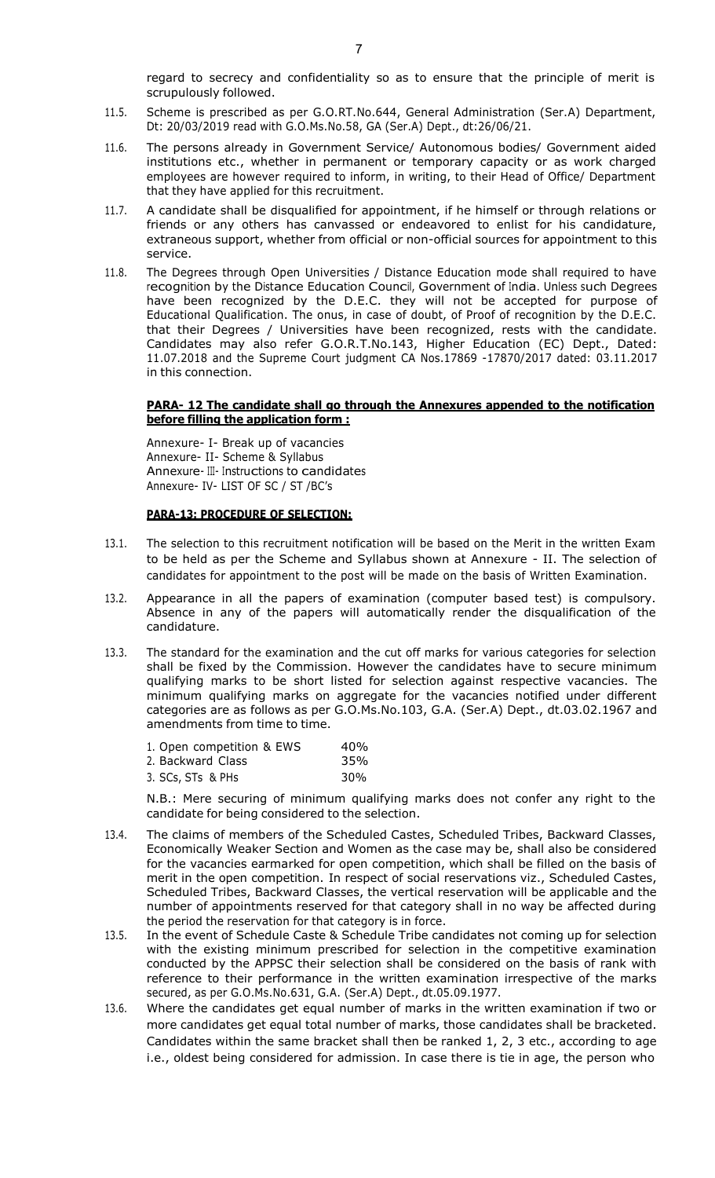regard to secrecy and confidentiality so as to ensure that the principle of merit is scrupulously followed.

11.5. Scheme is prescribed as per G.O.RT.No.644, General Administration (Ser.A) Department, Dt: 20/03/2019 read with G.O.Ms.No.58, GA (Ser.A) Dept., dt:26/06/21.

11.6. The persons already in Government Service/ Autonomous bodies/ Government aided institutions etc., whether in permanent or temporary capacity or as work charged employees are however required to inform, in writing, to their Head of Office/ Department that they have applied for this recruitment.

11.7. A candidate shall be disqualified for appointment, if he himself or through relations or friends or any others has canvassed or endeavored to enlist for his candidature, extraneous support, whether from official or non-official sources for appointment to this service.

11.8. The Degrees through Open Universities / Distance Education mode shall required to have recognition by the Distance Education Council, Government of India. Unless such Degrees have been recognized by the D.E.C. they will not be accepted for purpose of Educational Qualification. The onus, in case of doubt, of Proof of recognition by the D.E.C. that their Degrees / Universities have been recognized, rests with the candidate. Candidates may also refer G.O.R.T.No.143, Higher Education (EC) Dept., Dated: 11.07.2018 and the Supreme Court judgment CA Nos.17869 -17870/2017 dated: 03.11.2017 in this connection.

**PARA- 12 The candidate shall go through the Annexures appended to the notification before filling the application form :**

Annexure- I- Break up of vacancies
Annexure- II- Scheme & Syllabus
Annexure- III- Instructions to candidates
Annexure- IV- LIST OF SC / ST /BC's

**PARA-13: PROCEDURE OF SELECTION:**

13.1. The selection to this recruitment notification will be based on the Merit in the written Exam to be held as per the Scheme and Syllabus shown at Annexure - II. The selection of candidates for appointment to the post will be made on the basis of Written Examination.

13.2. Appearance in all the papers of examination (computer based test) is compulsory. Absence in any of the papers will automatically render the disqualification of the candidature.

13.3. The standard for the examination and the cut off marks for various categories for selection shall be fixed by the Commission. However the candidates have to secure minimum qualifying marks to be short listed for selection against respective vacancies. The minimum qualifying marks on aggregate for the vacancies notified under different categories are as follows as per G.O.Ms.No.103, G.A. (Ser.A) Dept., dt.03.02.1967 and amendments from time to time.

| | |
|---|---|
| 1. Open competition & EWS | 40% |
| 2. Backward Class | 35% |
| 3. SCs, STs & PHs | 30% |

N.B.: Mere securing of minimum qualifying marks does not confer any right to the candidate for being considered to the selection.

13.4. The claims of members of the Scheduled Castes, Scheduled Tribes, Backward Classes, Economically Weaker Section and Women as the case may be, shall also be considered for the vacancies earmarked for open competition, which shall be filled on the basis of merit in the open competition. In respect of social reservations viz., Scheduled Castes, Scheduled Tribes, Backward Classes, the vertical reservation will be applicable and the number of appointments reserved for that category shall in no way be affected during the period the reservation for that category is in force.

13.5. In the event of Schedule Caste & Schedule Tribe candidates not coming up for selection with the existing minimum prescribed for selection in the competitive examination conducted by the APPSC their selection shall be considered on the basis of rank with reference to their performance in the written examination irrespective of the marks secured, as per G.O.Ms.No.631, G.A. (Ser.A) Dept., dt.05.09.1977.

13.6. Where the candidates get equal number of marks in the written examination if two or more candidates get equal total number of marks, those candidates shall be bracketed. Candidates within the same bracket shall then be ranked 1, 2, 3 etc., according to age i.e., oldest being considered for admission. In case there is tie in age, the person who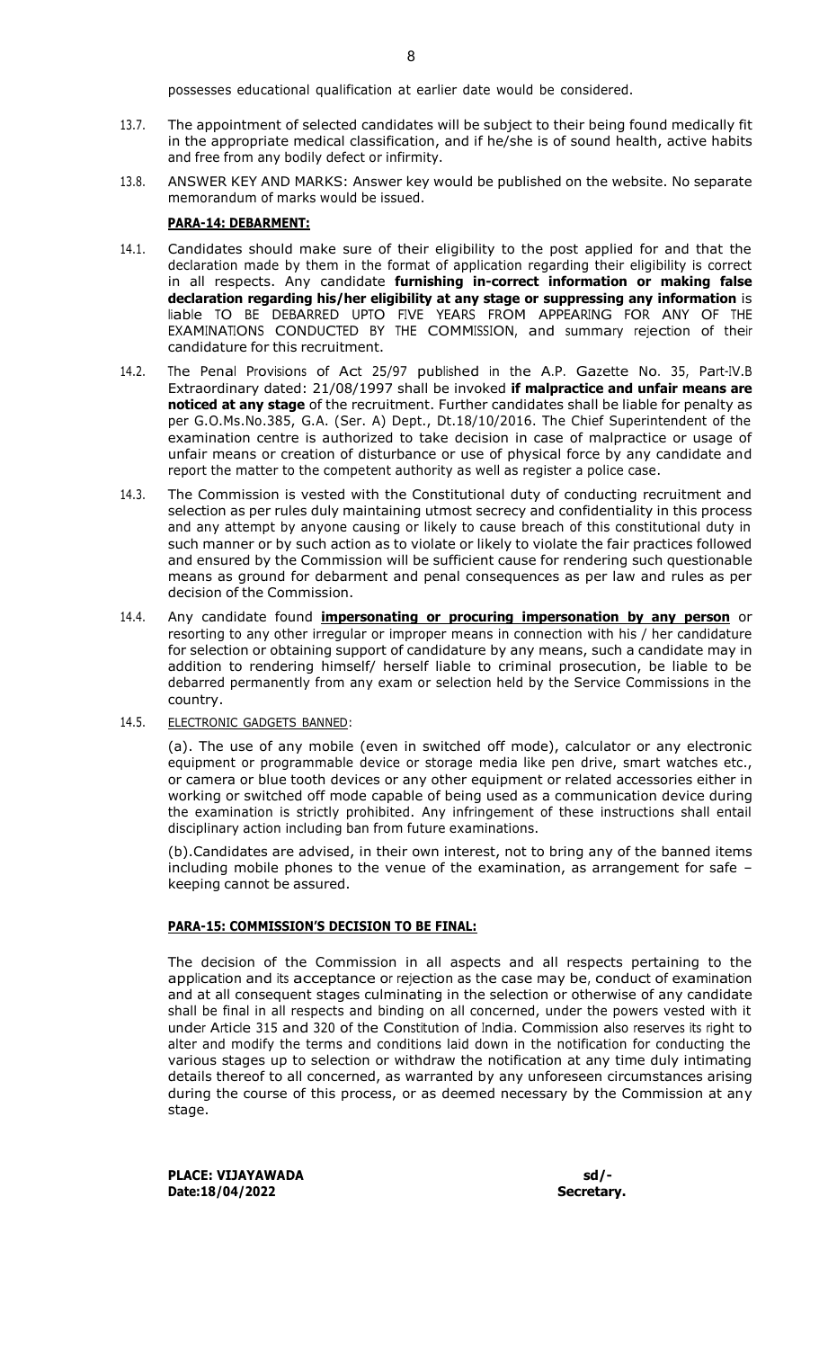possesses educational qualification at earlier date would be considered.

13.7. The appointment of selected candidates will be subject to their being found medically fit in the appropriate medical classification, and if he/she is of sound health, active habits and free from any bodily defect or infirmity.

13.8. ANSWER KEY AND MARKS: Answer key would be published on the website. No separate memorandum of marks would be issued.

**PARA-14: DEBARMENT:**

14.1. Candidates should make sure of their eligibility to the post applied for and that the declaration made by them in the format of application regarding their eligibility is correct in all respects. Any candidate **furnishing in-correct information or making false declaration regarding his/her eligibility at any stage or suppressing any information** is liable TO BE DEBARRED UPTO FIVE YEARS FROM APPEARING FOR ANY OF THE EXAMINATIONS CONDUCTED BY THE COMMISSION, and summary rejection of their candidature for this recruitment.

14.2. The Penal Provisions of Act 25/97 published in the A.P. Gazette No. 35, Part-IV.B Extraordinary dated: 21/08/1997 shall be invoked **if malpractice and unfair means are noticed at any stage** of the recruitment. Further candidates shall be liable for penalty as per G.O.Ms.No.385, G.A. (Ser. A) Dept., Dt.18/10/2016. The Chief Superintendent of the examination centre is authorized to take decision in case of malpractice or usage of unfair means or creation of disturbance or use of physical force by any candidate and report the matter to the competent authority as well as register a police case.

14.3. The Commission is vested with the Constitutional duty of conducting recruitment and selection as per rules duly maintaining utmost secrecy and confidentiality in this process and any attempt by anyone causing or likely to cause breach of this constitutional duty in such manner or by such action as to violate or likely to violate the fair practices followed and ensured by the Commission will be sufficient cause for rendering such questionable means as ground for debarment and penal consequences as per law and rules as per decision of the Commission.

14.4. Any candidate found **impersonating or procuring impersonation by any person** or resorting to any other irregular or improper means in connection with his / her candidature for selection or obtaining support of candidature by any means, such a candidate may in addition to rendering himself/ herself liable to criminal prosecution, be liable to be debarred permanently from any exam or selection held by the Service Commissions in the country.

14.5. ELECTRONIC GADGETS BANNED:

(a). The use of any mobile (even in switched off mode), calculator or any electronic equipment or programmable device or storage media like pen drive, smart watches etc., or camera or blue tooth devices or any other equipment or related accessories either in working or switched off mode capable of being used as a communication device during the examination is strictly prohibited. Any infringement of these instructions shall entail disciplinary action including ban from future examinations.

(b).Candidates are advised, in their own interest, not to bring any of the banned items including mobile phones to the venue of the examination, as arrangement for safe – keeping cannot be assured.

**PARA-15: COMMISSION'S DECISION TO BE FINAL:**

The decision of the Commission in all aspects and all respects pertaining to the application and its acceptance or rejection as the case may be, conduct of examination and at all consequent stages culminating in the selection or otherwise of any candidate shall be final in all respects and binding on all concerned, under the powers vested with it under Article 315 and 320 of the Constitution of India. Commission also reserves its right to alter and modify the terms and conditions laid down in the notification for conducting the various stages up to selection or withdraw the notification at any time duly intimating details thereof to all concerned, as warranted by any unforeseen circumstances arising during the course of this process, or as deemed necessary by the Commission at any stage.

**PLACE: VIJAYAWADA** **sd/-**
**Date:18/04/2022** **Secretary.**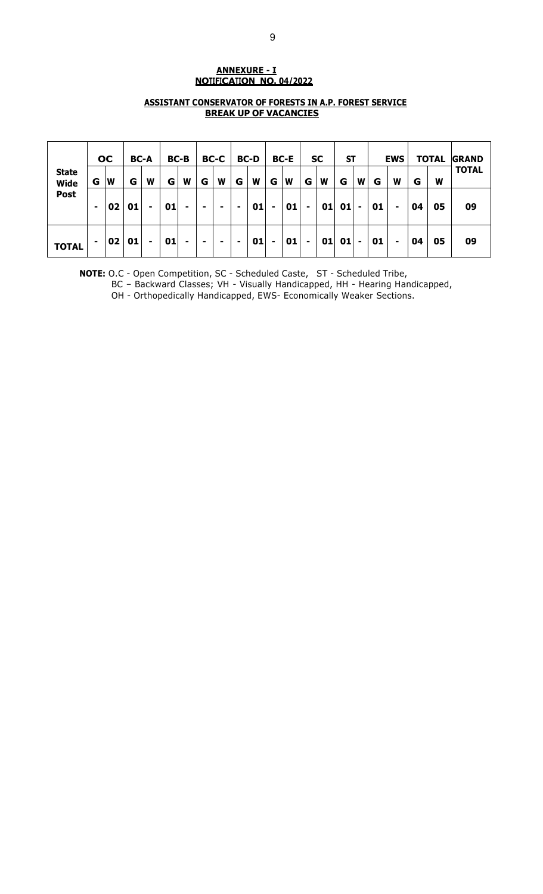**ANNEXURE - I**
**NOTIFICATION NO. 04/2022**

**ASSISTANT CONSERVATOR OF FORESTS IN A.P. FOREST SERVICE**
**BREAK UP OF VACANCIES**

| | OC | | BC-A | | BC-B | | BC-C | | BC-D | | BC-E | | SC | | ST | | EWS | | TOTAL | | GRAND TOTAL |
|---|---|---|---|---|---|---|---|---|---|---|---|---|---|---|---|---|---|---|---|---|---|
| | G | W | G | W | G | W | G | W | G | W | G | W | G | W | G | W | G | W | G | W | |
| **State Wide Post** | - | 02 | 01 | - | 01 | - | - | - | - | 01 | - | 01 | - | 01 | 01 | - | 01 | - | 04 | 05 | 09 |
| **TOTAL** | - | 02 | 01 | - | 01 | - | - | - | - | 01 | - | 01 | - | 01 | 01 | - | 01 | - | 04 | 05 | 09 |

**NOTE:** O.C - Open Competition, SC - Scheduled Caste, ST - Scheduled Tribe,
BC – Backward Classes; VH - Visually Handicapped, HH - Hearing Handicapped,
OH - Orthopedically Handicapped, EWS- Economically Weaker Sections.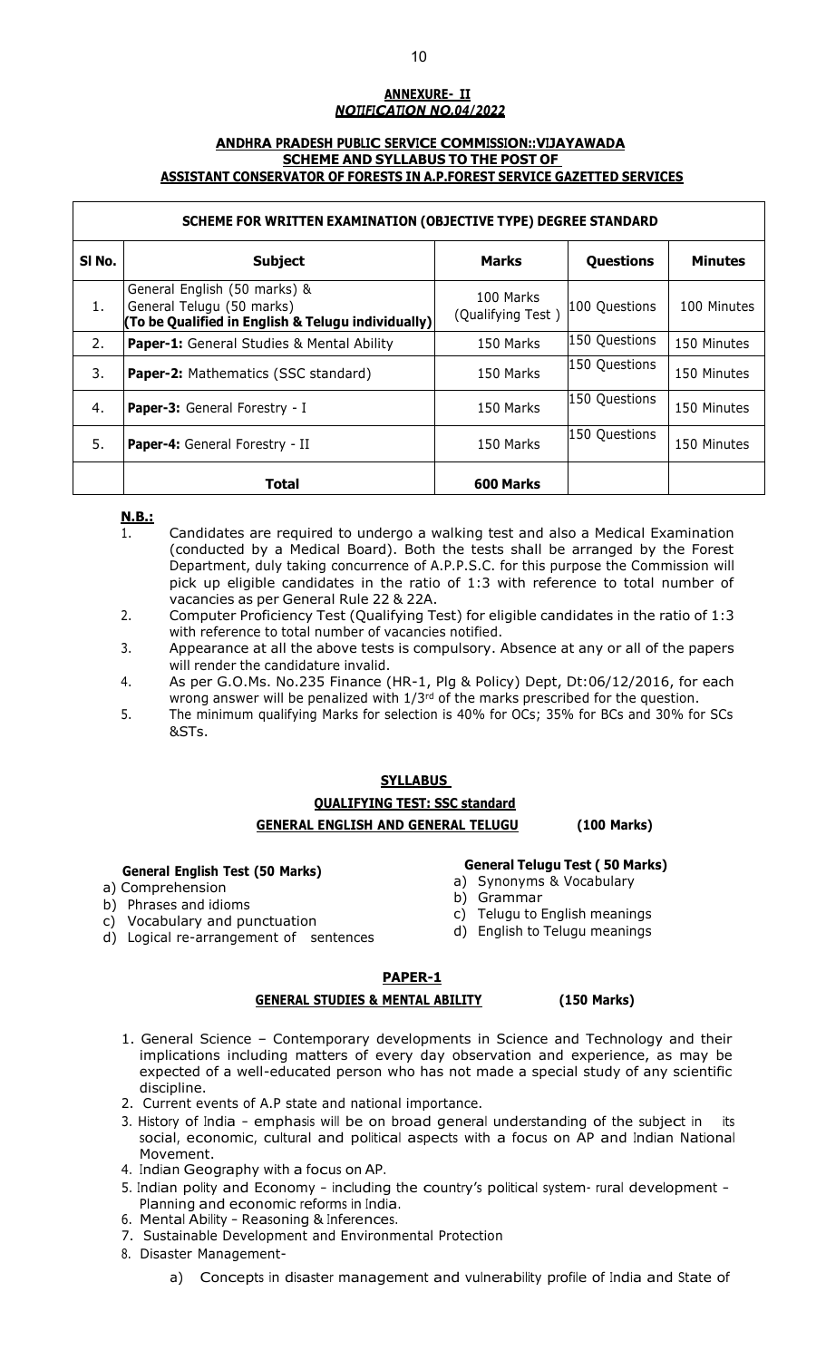**ANNEXURE- II**
***NOTIFICATION NO.04/2022***

**ANDHRA PRADESH PUBLIC SERVICE COMMISSION::VIJAYAWADA**
**SCHEME AND SYLLABUS TO THE POST OF**
**ASSISTANT CONSERVATOR OF FORESTS IN A.P.FOREST SERVICE GAZETTED SERVICES**

| SCHEME FOR WRITTEN EXAMINATION (OBJECTIVE TYPE) DEGREE STANDARD | | | | |
|---|---|---|---|---|
| **Sl No.** | **Subject** | **Marks** | **Questions** | **Minutes** |
| 1. | General English (50 marks) & General Telugu (50 marks) **(To be Qualified in English & Telugu individually)** | 100 Marks (Qualifying Test ) | 100 Questions | 100 Minutes |
| 2. | **Paper-1:** General Studies & Mental Ability | 150 Marks | 150 Questions | 150 Minutes |
| 3. | **Paper-2:** Mathematics (SSC standard) | 150 Marks | 150 Questions | 150 Minutes |
| 4. | **Paper-3:** General Forestry - I | 150 Marks | 150 Questions | 150 Minutes |
| 5. | **Paper-4:** General Forestry - II | 150 Marks | 150 Questions | 150 Minutes |
| | **Total** | **600 Marks** | | |

**N.B.:**

1. Candidates are required to undergo a walking test and also a Medical Examination (conducted by a Medical Board). Both the tests shall be arranged by the Forest Department, duly taking concurrence of A.P.P.S.C. for this purpose the Commission will pick up eligible candidates in the ratio of 1:3 with reference to total number of vacancies as per General Rule 22 & 22A.
2. Computer Proficiency Test (Qualifying Test) for eligible candidates in the ratio of 1:3 with reference to total number of vacancies notified.
3. Appearance at all the above tests is compulsory. Absence at any or all of the papers will render the candidature invalid.
4. As per G.O.Ms. No.235 Finance (HR-1, Plg & Policy) Dept, Dt:06/12/2016, for each wrong answer will be penalized with 1/3rd of the marks prescribed for the question.
5. The minimum qualifying Marks for selection is 40% for OCs; 35% for BCs and 30% for SCs &STs.

**SYLLABUS**

**QUALIFYING TEST: SSC standard**

**GENERAL ENGLISH AND GENERAL TELUGU (100 Marks)**

**General English Test (50 Marks)**

a) Comprehension
b) Phrases and idioms
c) Vocabulary and punctuation
d) Logical re-arrangement of sentences

**General Telugu Test ( 50 Marks)**

a) Synonyms & Vocabulary
b) Grammar
c) Telugu to English meanings
d) English to Telugu meanings

**PAPER-1**

**GENERAL STUDIES & MENTAL ABILITY (150 Marks)**

1. General Science – Contemporary developments in Science and Technology and their implications including matters of every day observation and experience, as may be expected of a well-educated person who has not made a special study of any scientific discipline.
2. Current events of A.P state and national importance.
3. History of India - emphasis will be on broad general understanding of the subject in its social, economic, cultural and political aspects with a focus on AP and Indian National Movement.
4. Indian Geography with a focus on AP.
5. Indian polity and Economy - including the country's political system- rural development - Planning and economic reforms in India.
6. Mental Ability - Reasoning & Inferences.
7. Sustainable Development and Environmental Protection
8. Disaster Management-
   a) Concepts in disaster management and vulnerability profile of India and State of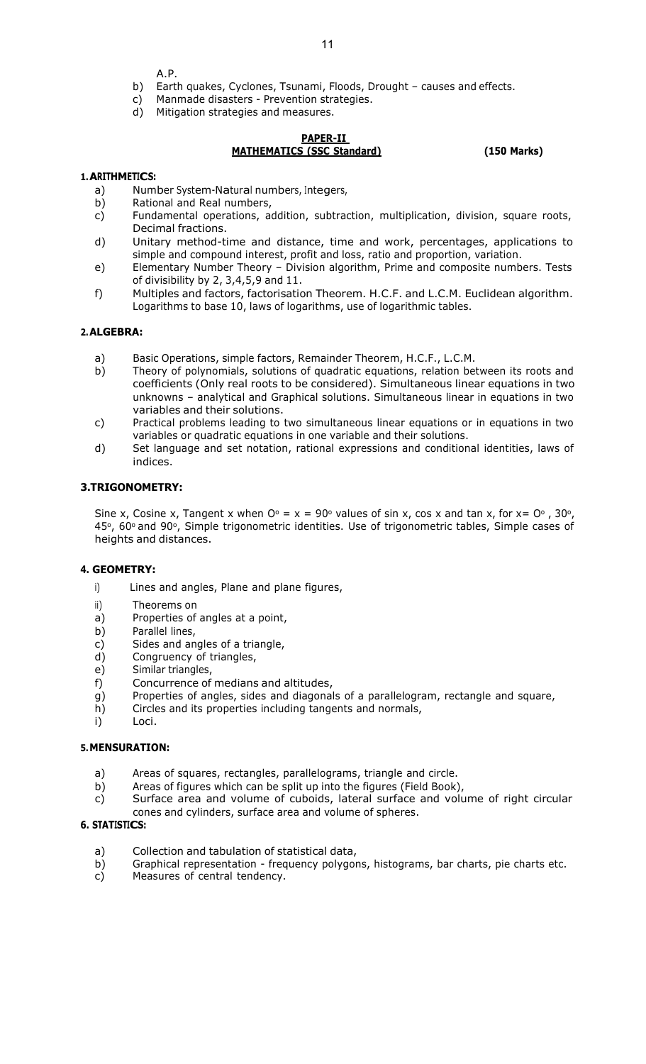A.P.

b) Earth quakes, Cyclones, Tsunami, Floods, Drought – causes and effects.
c) Manmade disasters - Prevention strategies.
d) Mitigation strategies and measures.

## PAPER-II
## MATHEMATICS (SSC Standard) (150 Marks)

### 1. ARITHMETICS:

a) Number System-Natural numbers, Integers,
b) Rational and Real numbers,
c) Fundamental operations, addition, subtraction, multiplication, division, square roots, Decimal fractions.
d) Unitary method-time and distance, time and work, percentages, applications to simple and compound interest, profit and loss, ratio and proportion, variation.
e) Elementary Number Theory – Division algorithm, Prime and composite numbers. Tests of divisibility by 2, 3,4,5,9 and 11.
f) Multiples and factors, factorisation Theorem. H.C.F. and L.C.M. Euclidean algorithm. Logarithms to base 10, laws of logarithms, use of logarithmic tables.

### 2. ALGEBRA:

a) Basic Operations, simple factors, Remainder Theorem, H.C.F., L.C.M.
b) Theory of polynomials, solutions of quadratic equations, relation between its roots and coefficients (Only real roots to be considered). Simultaneous linear equations in two unknowns – analytical and Graphical solutions. Simultaneous linear in equations in two variables and their solutions.
c) Practical problems leading to two simultaneous linear equations or in equations in two variables or quadratic equations in one variable and their solutions.
d) Set language and set notation, rational expressions and conditional identities, laws of indices.

### 3. TRIGONOMETRY:

Sine x, Cosine x, Tangent x when $O^{\circ} = x = 90^{\circ}$ values of sin x, cos x and tan x, for $x = O^{\circ}$, $30^{\circ}$, $45^{\circ}$, $60^{\circ}$ and $90^{\circ}$, Simple trigonometric identities. Use of trigonometric tables, Simple cases of heights and distances.

### 4. GEOMETRY:

i) Lines and angles, Plane and plane figures,
ii) Theorems on
a) Properties of angles at a point,
b) Parallel lines,
c) Sides and angles of a triangle,
d) Congruency of triangles,
e) Similar triangles,
f) Concurrence of medians and altitudes,
g) Properties of angles, sides and diagonals of a parallelogram, rectangle and square,
h) Circles and its properties including tangents and normals,
i) Loci.

### 5. MENSURATION:

a) Areas of squares, rectangles, parallelograms, triangle and circle.
b) Areas of figures which can be split up into the figures (Field Book),
c) Surface area and volume of cuboids, lateral surface and volume of right circular cones and cylinders, surface area and volume of spheres.

### 6. STATISTICS:

a) Collection and tabulation of statistical data,
b) Graphical representation - frequency polygons, histograms, bar charts, pie charts etc.
c) Measures of central tendency.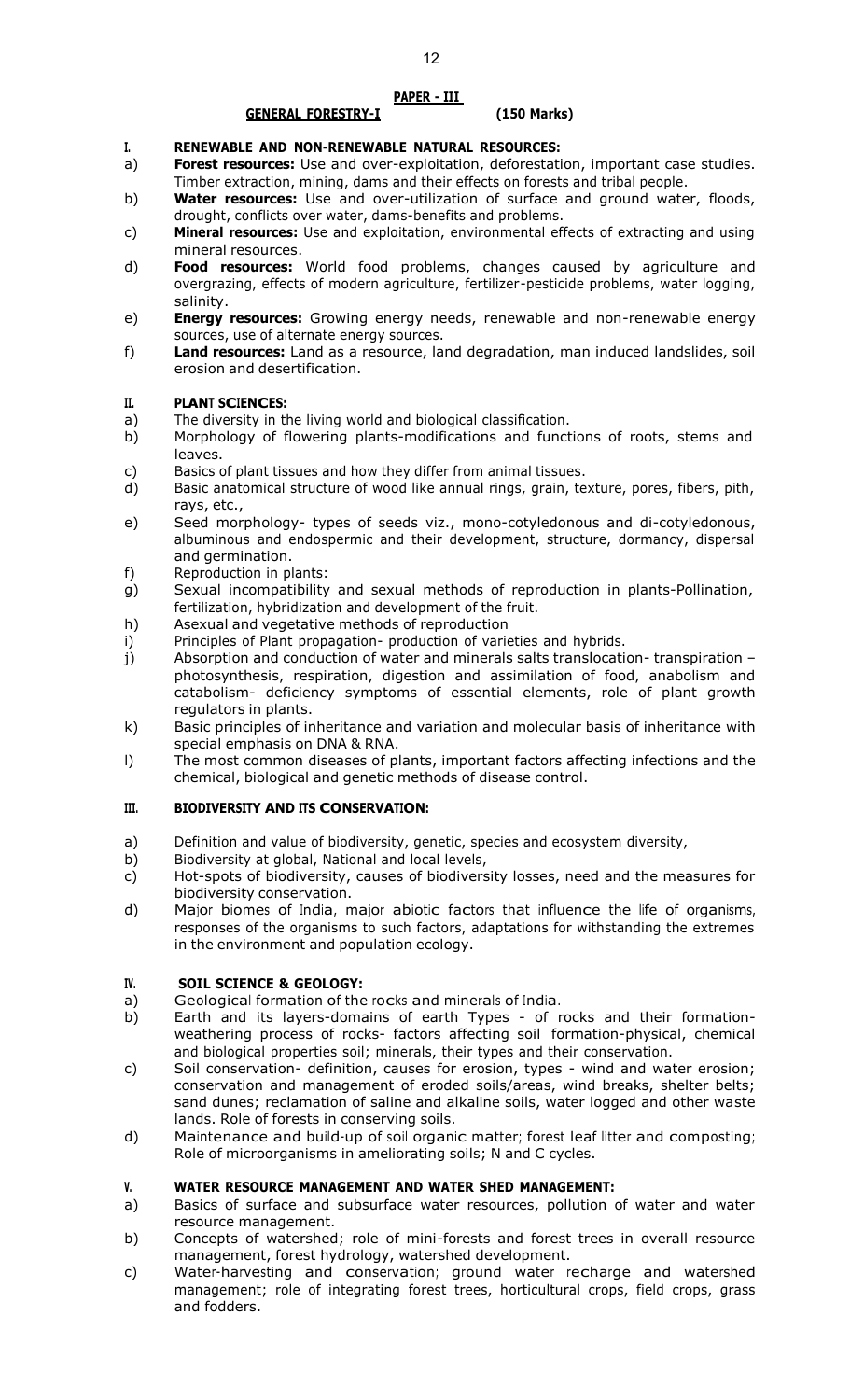## PAPER - III

## GENERAL FORESTRY-I (150 Marks)

### I. RENEWABLE AND NON-RENEWABLE NATURAL RESOURCES:

a) **Forest resources:** Use and over-exploitation, deforestation, important case studies. Timber extraction, mining, dams and their effects on forests and tribal people.

b) **Water resources:** Use and over-utilization of surface and ground water, floods, drought, conflicts over water, dams-benefits and problems.

c) **Mineral resources:** Use and exploitation, environmental effects of extracting and using mineral resources.

d) **Food resources:** World food problems, changes caused by agriculture and overgrazing, effects of modern agriculture, fertilizer-pesticide problems, water logging, salinity.

e) **Energy resources:** Growing energy needs, renewable and non-renewable energy sources, use of alternate energy sources.

f) **Land resources:** Land as a resource, land degradation, man induced landslides, soil erosion and desertification.

### II. PLANT SCIENCES:

a) The diversity in the living world and biological classification.

b) Morphology of flowering plants-modifications and functions of roots, stems and leaves.

c) Basics of plant tissues and how they differ from animal tissues.

d) Basic anatomical structure of wood like annual rings, grain, texture, pores, fibers, pith, rays, etc.,

e) Seed morphology- types of seeds viz., mono-cotyledonous and di-cotyledonous, albuminous and endospermic and their development, structure, dormancy, dispersal and germination.

f) Reproduction in plants:

g) Sexual incompatibility and sexual methods of reproduction in plants-Pollination, fertilization, hybridization and development of the fruit.

h) Asexual and vegetative methods of reproduction

i) Principles of Plant propagation- production of varieties and hybrids.

j) Absorption and conduction of water and minerals salts translocation- transpiration – photosynthesis, respiration, digestion and assimilation of food, anabolism and catabolism- deficiency symptoms of essential elements, role of plant growth regulators in plants.

k) Basic principles of inheritance and variation and molecular basis of inheritance with special emphasis on DNA & RNA.

l) The most common diseases of plants, important factors affecting infections and the chemical, biological and genetic methods of disease control.

### III. BIODIVERSITY AND ITS CONSERVATION:

a) Definition and value of biodiversity, genetic, species and ecosystem diversity,

b) Biodiversity at global, National and local levels,

c) Hot-spots of biodiversity, causes of biodiversity losses, need and the measures for biodiversity conservation.

d) Major biomes of India, major abiotic factors that influence the life of organisms, responses of the organisms to such factors, adaptations for withstanding the extremes in the environment and population ecology.

### IV. SOIL SCIENCE & GEOLOGY:

a) Geological formation of the rocks and minerals of India.

b) Earth and its layers-domains of earth Types - of rocks and their formation-weathering process of rocks- factors affecting soil formation-physical, chemical and biological properties soil; minerals, their types and their conservation.

c) Soil conservation- definition, causes for erosion, types - wind and water erosion; conservation and management of eroded soils/areas, wind breaks, shelter belts; sand dunes; reclamation of saline and alkaline soils, water logged and other waste lands. Role of forests in conserving soils.

d) Maintenance and build-up of soil organic matter; forest leaf litter and composting; Role of microorganisms in ameliorating soils; N and C cycles.

### V. WATER RESOURCE MANAGEMENT AND WATER SHED MANAGEMENT:

a) Basics of surface and subsurface water resources, pollution of water and water resource management.

b) Concepts of watershed; role of mini-forests and forest trees in overall resource management, forest hydrology, watershed development.

c) Water-harvesting and conservation; ground water recharge and watershed management; role of integrating forest trees, horticultural crops, field crops, grass and fodders.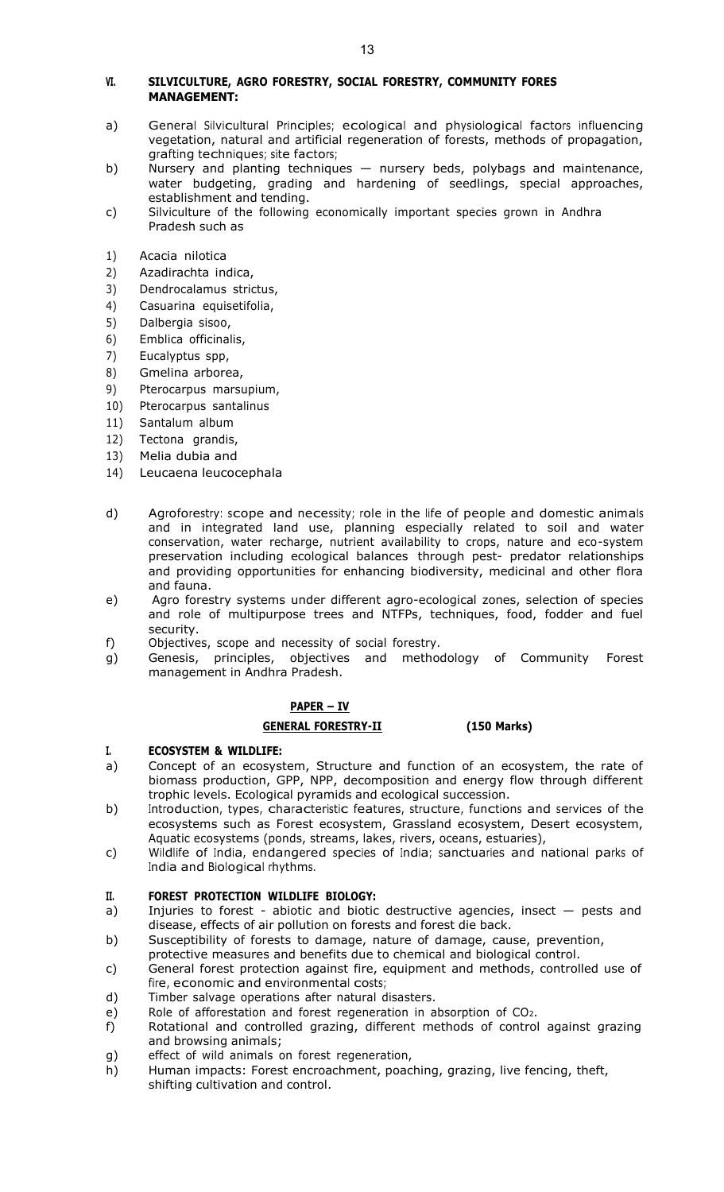## VI. SILVICULTURE, AGRO FORESTRY, SOCIAL FORESTRY, COMMUNITY FORES MANAGEMENT:

a) General Silvicultural Principles; ecological and physiological factors influencing vegetation, natural and artificial regeneration of forests, methods of propagation, grafting techniques; site factors;

b) Nursery and planting techniques — nursery beds, polybags and maintenance, water budgeting, grading and hardening of seedlings, special approaches, establishment and tending.

c) Silviculture of the following economically important species grown in Andhra Pradesh such as

1) Acacia nilotica
2) Azadirachta indica,
3) Dendrocalamus strictus,
4) Casuarina equisetifolia,
5) Dalbergia sisoo,
6) Emblica officinalis,
7) Eucalyptus spp,
8) Gmelina arborea,
9) Pterocarpus marsupium,
10) Pterocarpus santalinus
11) Santalum album
12) Tectona grandis,
13) Melia dubia and
14) Leucaena leucocephala

d) Agroforestry: scope and necessity; role in the life of people and domestic animals and in integrated land use, planning especially related to soil and water conservation, water recharge, nutrient availability to crops, nature and eco-system preservation including ecological balances through pest- predator relationships and providing opportunities for enhancing biodiversity, medicinal and other flora and fauna.

e) Agro forestry systems under different agro-ecological zones, selection of species and role of multipurpose trees and NTFPs, techniques, food, fodder and fuel security.

f) Objectives, scope and necessity of social forestry.

g) Genesis, principles, objectives and methodology of Community Forest management in Andhra Pradesh.

# PAPER – IV

## GENERAL FORESTRY-II (150 Marks)

### I. ECOSYSTEM & WILDLIFE:

a) Concept of an ecosystem, Structure and function of an ecosystem, the rate of biomass production, GPP, NPP, decomposition and energy flow through different trophic levels. Ecological pyramids and ecological succession.

b) Introduction, types, characteristic features, structure, functions and services of the ecosystems such as Forest ecosystem, Grassland ecosystem, Desert ecosystem, Aquatic ecosystems (ponds, streams, lakes, rivers, oceans, estuaries),

c) Wildlife of India, endangered species of India; sanctuaries and national parks of India and Biological rhythms.

### II. FOREST PROTECTION WILDLIFE BIOLOGY:

a) Injuries to forest - abiotic and biotic destructive agencies, insect — pests and disease, effects of air pollution on forests and forest die back.

b) Susceptibility of forests to damage, nature of damage, cause, prevention, protective measures and benefits due to chemical and biological control.

c) General forest protection against fire, equipment and methods, controlled use of fire, economic and environmental costs;

d) Timber salvage operations after natural disasters.

e) Role of afforestation and forest regeneration in absorption of $CO_2$.

f) Rotational and controlled grazing, different methods of control against grazing and browsing animals;

g) effect of wild animals on forest regeneration,

h) Human impacts: Forest encroachment, poaching, grazing, live fencing, theft, shifting cultivation and control.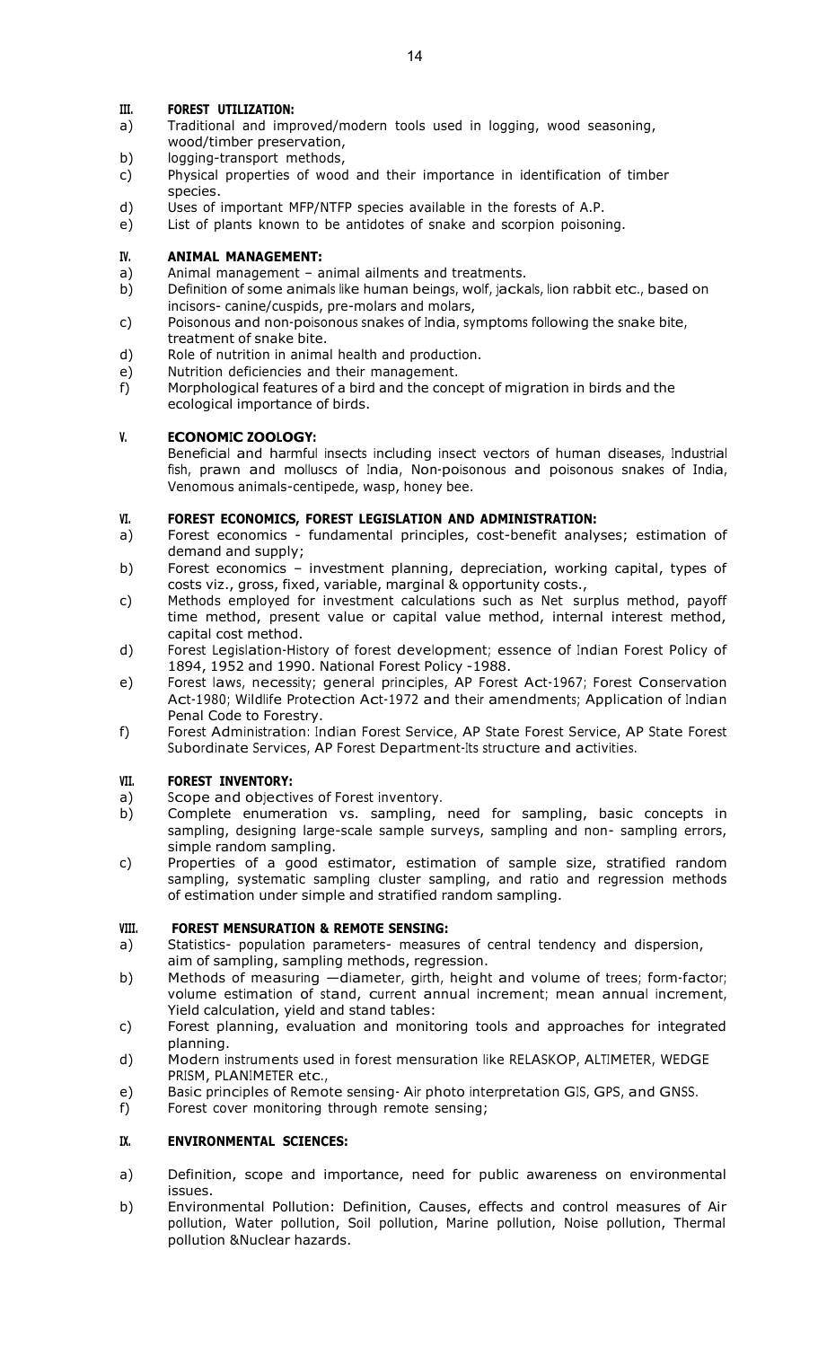### III. FOREST UTILIZATION:

a) Traditional and improved/modern tools used in logging, wood seasoning, wood/timber preservation,
b) logging-transport methods,
c) Physical properties of wood and their importance in identification of timber species.
d) Uses of important MFP/NTFP species available in the forests of A.P.
e) List of plants known to be antidotes of snake and scorpion poisoning.

### IV. ANIMAL MANAGEMENT:

a) Animal management – animal ailments and treatments.
b) Definition of some animals like human beings, wolf, jackals, lion rabbit etc., based on incisors- canine/cuspids, pre-molars and molars,
c) Poisonous and non-poisonous snakes of India, symptoms following the snake bite, treatment of snake bite.
d) Role of nutrition in animal health and production.
e) Nutrition deficiencies and their management.
f) Morphological features of a bird and the concept of migration in birds and the ecological importance of birds.

### V. ECONOMIC ZOOLOGY:

Beneficial and harmful insects including insect vectors of human diseases, Industrial fish, prawn and molluscs of India, Non-poisonous and poisonous snakes of India, Venomous animals-centipede, wasp, honey bee.

### VI. FOREST ECONOMICS, FOREST LEGISLATION AND ADMINISTRATION:

a) Forest economics - fundamental principles, cost-benefit analyses; estimation of demand and supply;
b) Forest economics – investment planning, depreciation, working capital, types of costs viz., gross, fixed, variable, marginal & opportunity costs.,
c) Methods employed for investment calculations such as Net surplus method, payoff time method, present value or capital value method, internal interest method, capital cost method.
d) Forest Legislation-History of forest development; essence of Indian Forest Policy of 1894, 1952 and 1990. National Forest Policy -1988.
e) Forest laws, necessity; general principles, AP Forest Act-1967; Forest Conservation Act-1980; Wildlife Protection Act-1972 and their amendments; Application of Indian Penal Code to Forestry.
f) Forest Administration: Indian Forest Service, AP State Forest Service, AP State Forest Subordinate Services, AP Forest Department-Its structure and activities.

### VII. FOREST INVENTORY:

a) Scope and objectives of Forest inventory.
b) Complete enumeration vs. sampling, need for sampling, basic concepts in sampling, designing large-scale sample surveys, sampling and non- sampling errors, simple random sampling.
c) Properties of a good estimator, estimation of sample size, stratified random sampling, systematic sampling cluster sampling, and ratio and regression methods of estimation under simple and stratified random sampling.

### VIII. FOREST MENSURATION & REMOTE SENSING:

a) Statistics- population parameters- measures of central tendency and dispersion, aim of sampling, sampling methods, regression.
b) Methods of measuring —diameter, girth, height and volume of trees; form-factor; volume estimation of stand, current annual increment; mean annual increment, Yield calculation, yield and stand tables:
c) Forest planning, evaluation and monitoring tools and approaches for integrated planning.
d) Modern instruments used in forest mensuration like RELASKOP, ALTIMETER, WEDGE PRISM, PLANIMETER etc.,
e) Basic principles of Remote sensing- Air photo interpretation GIS, GPS, and GNSS.
f) Forest cover monitoring through remote sensing;

### IX. ENVIRONMENTAL SCIENCES:

a) Definition, scope and importance, need for public awareness on environmental issues.
b) Environmental Pollution: Definition, Causes, effects and control measures of Air pollution, Water pollution, Soil pollution, Marine pollution, Noise pollution, Thermal pollution &Nuclear hazards.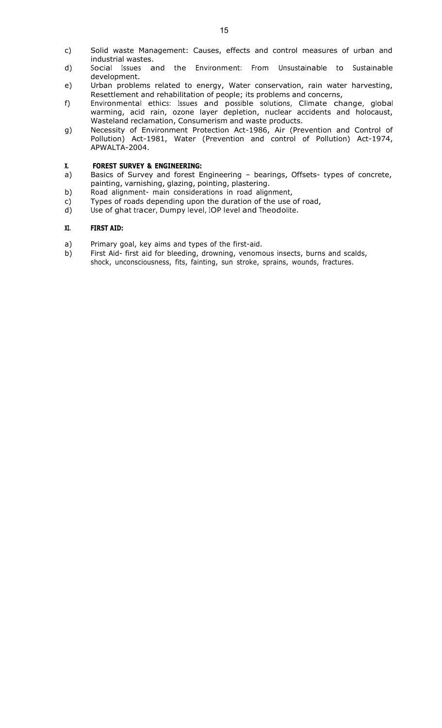c) Solid waste Management: Causes, effects and control measures of urban and industrial wastes.

d) Social Issues and the Environment: From Unsustainable to Sustainable development.

e) Urban problems related to energy, Water conservation, rain water harvesting, Resettlement and rehabilitation of people; its problems and concerns,

f) Environmental ethics: Issues and possible solutions, Climate change, global warming, acid rain, ozone layer depletion, nuclear accidents and holocaust, Wasteland reclamation, Consumerism and waste products.

g) Necessity of Environment Protection Act-1986, Air (Prevention and Control of Pollution) Act-1981, Water (Prevention and control of Pollution) Act-1974, APWALTA-2004.

**X. FOREST SURVEY & ENGINEERING:**

a) Basics of Survey and forest Engineering – bearings, Offsets- types of concrete, painting, varnishing, glazing, pointing, plastering.

b) Road alignment- main considerations in road alignment,

c) Types of roads depending upon the duration of the use of road,

d) Use of ghat tracer, Dumpy level, IOP level and Theodolite.

**XI. FIRST AID:**

a) Primary goal, key aims and types of the first-aid.

b) First Aid- first aid for bleeding, drowning, venomous insects, burns and scalds, shock, unconsciousness, fits, fainting, sun stroke, sprains, wounds, fractures.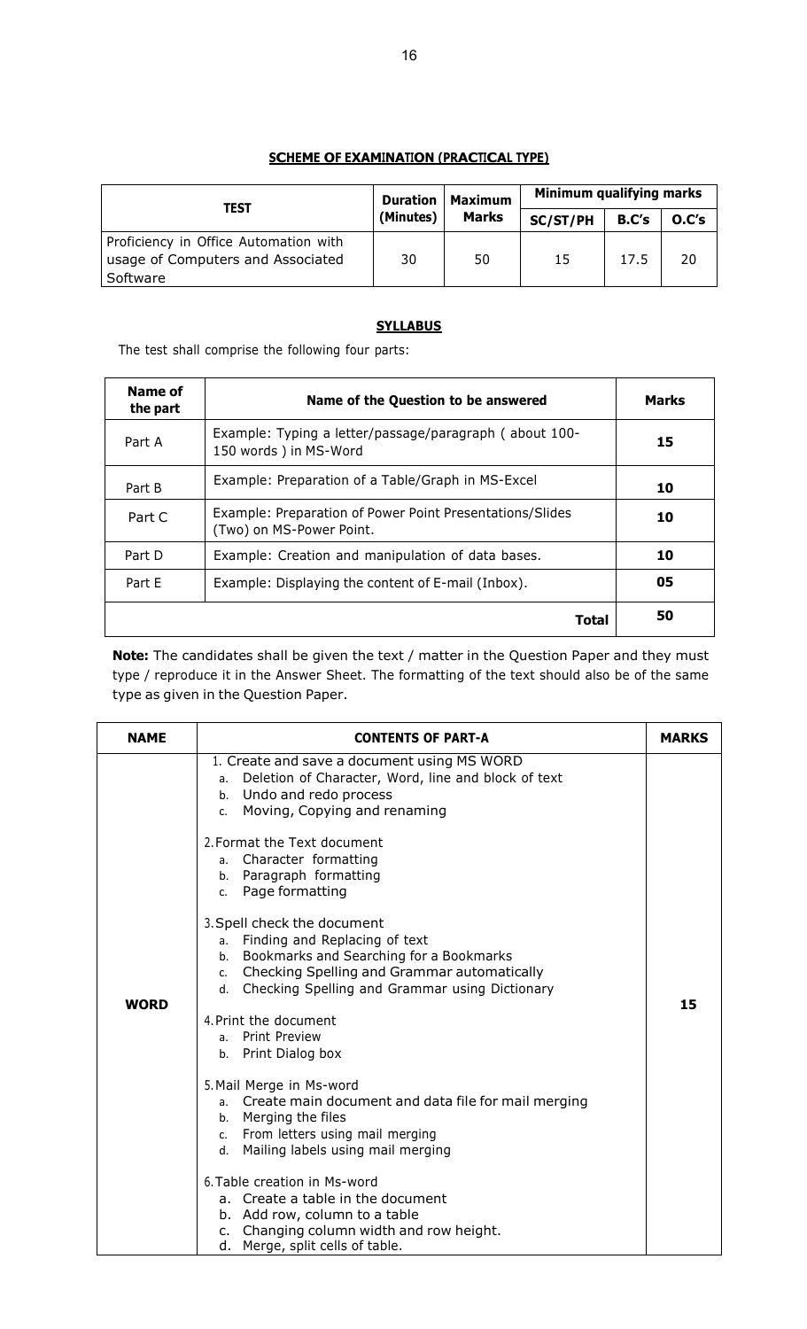## SCHEME OF EXAMINATION (PRACTICAL TYPE)

| TEST | Duration (Minutes) | Maximum Marks | Minimum qualifying marks | | |
|---|---|---|---|---|---|
| | | | SC/ST/PH | B.C's | O.C's |
| Proficiency in Office Automation with usage of Computers and Associated Software | 30 | 50 | 15 | 17.5 | 20 |

## SYLLABUS

The test shall comprise the following four parts:

| Name of the part | Name of the Question to be answered | Marks |
|---|---|---|
| Part A | Example: Typing a letter/passage/paragraph ( about 100-150 words ) in MS-Word | **15** |
| Part B | Example: Preparation of a Table/Graph in MS-Excel | **10** |
| Part C | Example: Preparation of Power Point Presentations/Slides (Two) on MS-Power Point. | **10** |
| Part D | Example: Creation and manipulation of data bases. | **10** |
| Part E | Example: Displaying the content of E-mail (Inbox). | **05** |
| | **Total** | **50** |

**Note:** The candidates shall be given the text / matter in the Question Paper and they must type / reproduce it in the Answer Sheet. The formatting of the text should also be of the same type as given in the Question Paper.

| NAME | CONTENTS OF PART-A | MARKS |
|---|---|---|
| **WORD** | 1. Create and save a document using MS WORD<br>a. Deletion of Character, Word, line and block of text<br>b. Undo and redo process<br>c. Moving, Copying and renaming<br><br>2. Format the Text document<br>a. Character formatting<br>b. Paragraph formatting<br>c. Page formatting<br><br>3. Spell check the document<br>a. Finding and Replacing of text<br>b. Bookmarks and Searching for a Bookmarks<br>c. Checking Spelling and Grammar automatically<br>d. Checking Spelling and Grammar using Dictionary<br><br>4. Print the document<br>a. Print Preview<br>b. Print Dialog box<br><br>5. Mail Merge in Ms-word<br>a. Create main document and data file for mail merging<br>b. Merging the files<br>c. From letters using mail merging<br>d. Mailing labels using mail merging<br><br>6. Table creation in Ms-word<br>a. Create a table in the document<br>b. Add row, column to a table<br>c. Changing column width and row height.<br>d. Merge, split cells of table. | **15** |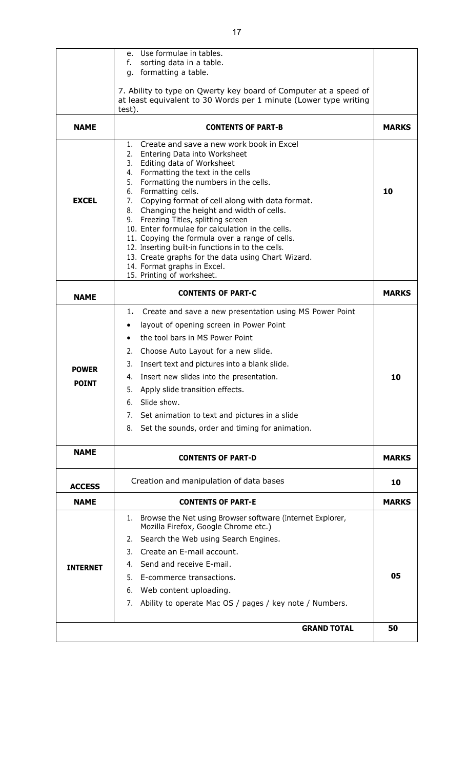| | | |
|---|---|---|
| | e. Use formulae in tables.<br>f. sorting data in a table.<br>g. formatting a table.<br><br>7. Ability to type on Qwerty key board of Computer at a speed of at least equivalent to 30 Words per 1 minute (Lower type writing test). | |
| **NAME** | **CONTENTS OF PART-B** | **MARKS** |
| **EXCEL** | 1. Create and save a new work book in Excel<br>2. Entering Data into Worksheet<br>3. Editing data of Worksheet<br>4. Formatting the text in the cells<br>5. Formatting the numbers in the cells.<br>6. Formatting cells.<br>7. Copying format of cell along with data format.<br>8. Changing the height and width of cells.<br>9. Freezing Titles, splitting screen<br>10. Enter formulae for calculation in the cells.<br>11. Copying the formula over a range of cells.<br>12. Inserting built-in functions in to the cells.<br>13. Create graphs for the data using Chart Wizard.<br>14. Format graphs in Excel.<br>15. Printing of worksheet. | **10** |
| **NAME** | **CONTENTS OF PART-C** | **MARKS** |
| **POWER POINT** | 1. Create and save a new presentation using MS Power Point<br>• layout of opening screen in Power Point<br>• the tool bars in MS Power Point<br>2. Choose Auto Layout for a new slide.<br>3. Insert text and pictures into a blank slide.<br>4. Insert new slides into the presentation.<br>5. Apply slide transition effects.<br>6. Slide show.<br>7. Set animation to text and pictures in a slide<br>8. Set the sounds, order and timing for animation. | **10** |
| **NAME** | **CONTENTS OF PART-D** | **MARKS** |
| **ACCESS** | Creation and manipulation of data bases | **10** |
| **NAME** | **CONTENTS OF PART-E** | **MARKS** |
| **INTERNET** | 1. Browse the Net using Browser software (Internet Explorer, Mozilla Firefox, Google Chrome etc.)<br>2. Search the Web using Search Engines.<br>3. Create an E-mail account.<br>4. Send and receive E-mail.<br>5. E-commerce transactions.<br>6. Web content uploading.<br>7. Ability to operate Mac OS / pages / key note / Numbers. | **05** |
| | **GRAND TOTAL** | **50** |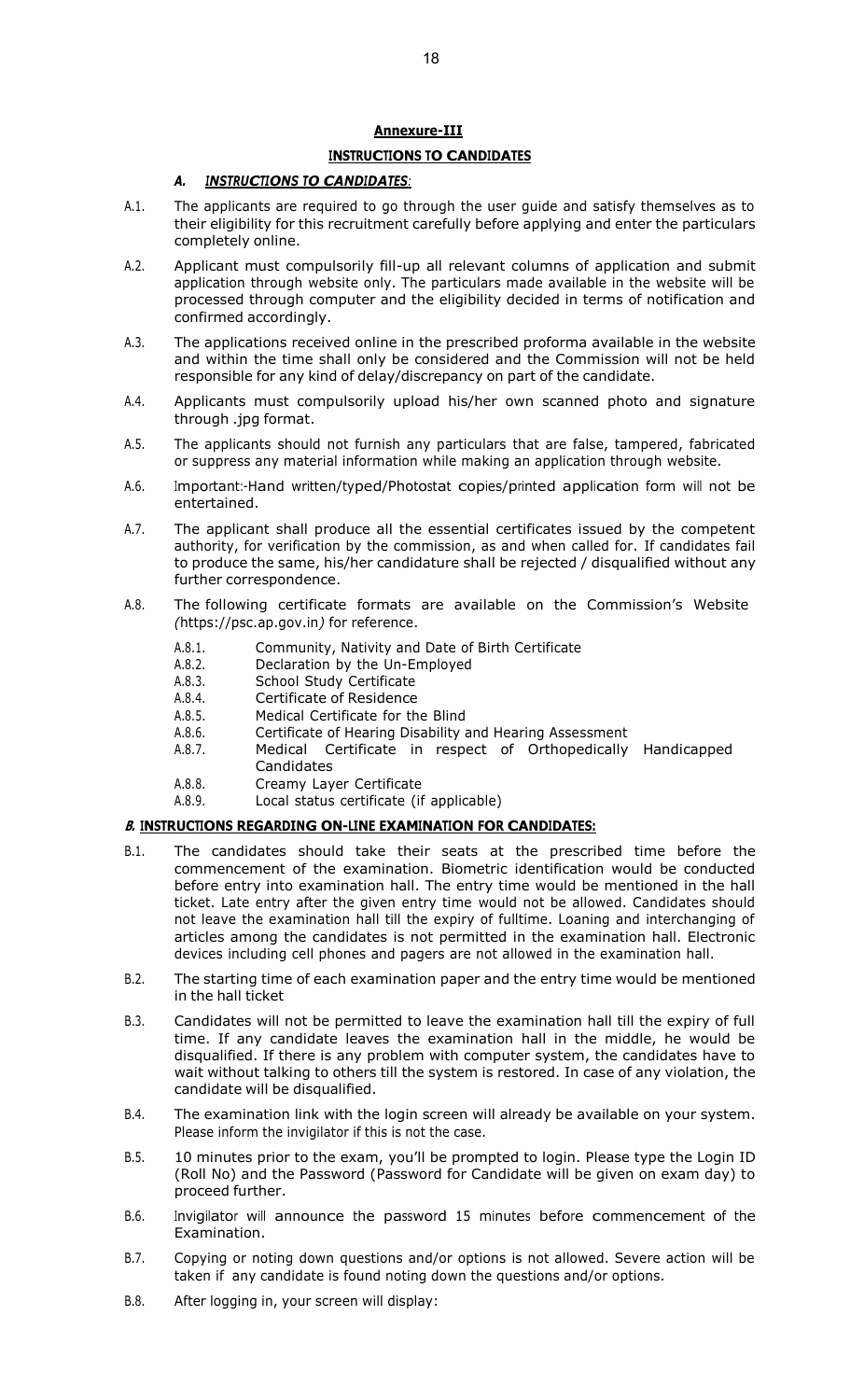## Annexure-III

## INSTRUCTIONS TO CANDIDATES

### A. *INSTRUCTIONS TO CANDIDATES*:

A.1. The applicants are required to go through the user guide and satisfy themselves as to their eligibility for this recruitment carefully before applying and enter the particulars completely online.

A.2. Applicant must compulsorily fill-up all relevant columns of application and submit application through website only. The particulars made available in the website will be processed through computer and the eligibility decided in terms of notification and confirmed accordingly.

A.3. The applications received online in the prescribed proforma available in the website and within the time shall only be considered and the Commission will not be held responsible for any kind of delay/discrepancy on part of the candidate.

A.4. Applicants must compulsorily upload his/her own scanned photo and signature through .jpg format.

A.5. The applicants should not furnish any particulars that are false, tampered, fabricated or suppress any material information while making an application through website.

A.6. Important:-Hand written/typed/Photostat copies/printed application form will not be entertained.

A.7. The applicant shall produce all the essential certificates issued by the competent authority, for verification by the commission, as and when called for. If candidates fail to produce the same, his/her candidature shall be rejected / disqualified without any further correspondence.

A.8. The following certificate formats are available on the Commission's Website *(*https://psc.ap.gov.in*)* for reference.

- A.8.1. Community, Nativity and Date of Birth Certificate
- A.8.2. Declaration by the Un-Employed
- A.8.3. School Study Certificate
- A.8.4. Certificate of Residence
- A.8.5. Medical Certificate for the Blind
- A.8.6. Certificate of Hearing Disability and Hearing Assessment
- A.8.7. Medical Certificate in respect of Orthopedically Handicapped Candidates
- A.8.8. Creamy Layer Certificate
- A.8.9. Local status certificate (if applicable)

### *B.* INSTRUCTIONS REGARDING ON-LINE EXAMINATION FOR CANDIDATES:

B.1. The candidates should take their seats at the prescribed time before the commencement of the examination. Biometric identification would be conducted before entry into examination hall. The entry time would be mentioned in the hall ticket. Late entry after the given entry time would not be allowed. Candidates should not leave the examination hall till the expiry of fulltime. Loaning and interchanging of articles among the candidates is not permitted in the examination hall. Electronic devices including cell phones and pagers are not allowed in the examination hall.

B.2. The starting time of each examination paper and the entry time would be mentioned in the hall ticket

B.3. Candidates will not be permitted to leave the examination hall till the expiry of full time. If any candidate leaves the examination hall in the middle, he would be disqualified. If there is any problem with computer system, the candidates have to wait without talking to others till the system is restored. In case of any violation, the candidate will be disqualified.

B.4. The examination link with the login screen will already be available on your system. Please inform the invigilator if this is not the case.

B.5. 10 minutes prior to the exam, you'll be prompted to login. Please type the Login ID (Roll No) and the Password (Password for Candidate will be given on exam day) to proceed further.

B.6. Invigilator will announce the password 15 minutes before commencement of the Examination.

B.7. Copying or noting down questions and/or options is not allowed. Severe action will be taken if any candidate is found noting down the questions and/or options.

B.8. After logging in, your screen will display: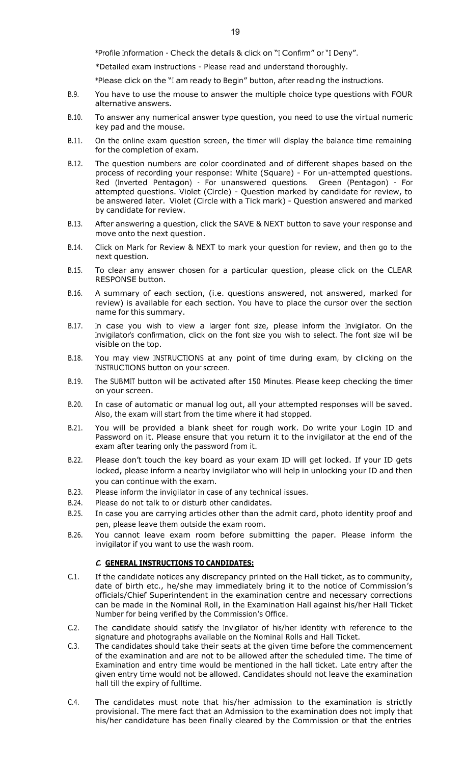*Profile Information - Check the details & click on "I Confirm" or "I Deny".

*Detailed exam instructions - Please read and understand thoroughly.

*Please click on the "I am ready to Begin" button, after reading the instructions.

B.9. You have to use the mouse to answer the multiple choice type questions with FOUR alternative answers.

B.10. To answer any numerical answer type question, you need to use the virtual numeric key pad and the mouse.

B.11. On the online exam question screen, the timer will display the balance time remaining for the completion of exam.

B.12. The question numbers are color coordinated and of different shapes based on the process of recording your response: White (Square) - For un-attempted questions. Red (Inverted Pentagon) - For unanswered questions. Green (Pentagon) - For attempted questions. Violet (Circle) - Question marked by candidate for review, to be answered later. Violet (Circle with a Tick mark) - Question answered and marked by candidate for review.

B.13. After answering a question, click the SAVE & NEXT button to save your response and move onto the next question.

B.14. Click on Mark for Review & NEXT to mark your question for review, and then go to the next question.

B.15. To clear any answer chosen for a particular question, please click on the CLEAR RESPONSE button.

B.16. A summary of each section, (i.e. questions answered, not answered, marked for review) is available for each section. You have to place the cursor over the section name for this summary.

B.17. In case you wish to view a larger font size, please inform the Invigilator. On the Invigilator's confirmation, click on the font size you wish to select. The font size will be visible on the top.

B.18. You may view INSTRUCTIONS at any point of time during exam, by clicking on the INSTRUCTIONS button on your screen.

B.19. The SUBMIT button will be activated after 150 Minutes. Please keep checking the timer on your screen.

B.20. In case of automatic or manual log out, all your attempted responses will be saved. Also, the exam will start from the time where it had stopped.

B.21. You will be provided a blank sheet for rough work. Do write your Login ID and Password on it. Please ensure that you return it to the invigilator at the end of the exam after tearing only the password from it.

B.22. Please don't touch the key board as your exam ID will get locked. If your ID gets locked, please inform a nearby invigilator who will help in unlocking your ID and then you can continue with the exam.

B.23. Please inform the invigilator in case of any technical issues.

B.24. Please do not talk to or disturb other candidates.

B.25. In case you are carrying articles other than the admit card, photo identity proof and pen, please leave them outside the exam room.

B.26. You cannot leave exam room before submitting the paper. Please inform the invigilator if you want to use the wash room.

### *C.* GENERAL INSTRUCTIONS TO CANDIDATES:

C.1. If the candidate notices any discrepancy printed on the Hall ticket, as to community, date of birth etc., he/she may immediately bring it to the notice of Commission's officials/Chief Superintendent in the examination centre and necessary corrections can be made in the Nominal Roll, in the Examination Hall against his/her Hall Ticket Number for being verified by the Commission's Office.

C.2. The candidate should satisfy the Invigilator of his/her identity with reference to the signature and photographs available on the Nominal Rolls and Hall Ticket.

C.3. The candidates should take their seats at the given time before the commencement of the examination and are not to be allowed after the scheduled time. The time of Examination and entry time would be mentioned in the hall ticket. Late entry after the given entry time would not be allowed. Candidates should not leave the examination hall till the expiry of fulltime.

C.4. The candidates must note that his/her admission to the examination is strictly provisional. The mere fact that an Admission to the examination does not imply that his/her candidature has been finally cleared by the Commission or that the entries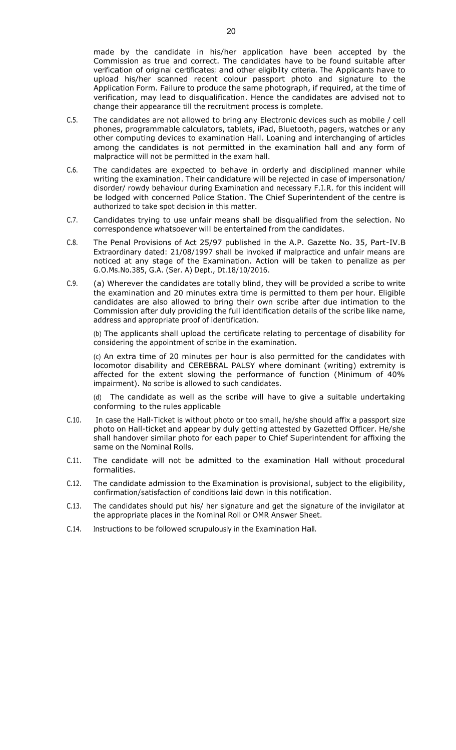made by the candidate in his/her application have been accepted by the Commission as true and correct. The candidates have to be found suitable after verification of original certificates; and other eligibility criteria. The Applicants have to upload his/her scanned recent colour passport photo and signature to the Application Form. Failure to produce the same photograph, if required, at the time of verification, may lead to disqualification. Hence the candidates are advised not to change their appearance till the recruitment process is complete.

C.5. The candidates are not allowed to bring any Electronic devices such as mobile / cell phones, programmable calculators, tablets, iPad, Bluetooth, pagers, watches or any other computing devices to examination Hall. Loaning and interchanging of articles among the candidates is not permitted in the examination hall and any form of malpractice will not be permitted in the exam hall.

C.6. The candidates are expected to behave in orderly and disciplined manner while writing the examination. Their candidature will be rejected in case of impersonation/ disorder/ rowdy behaviour during Examination and necessary F.I.R. for this incident will be lodged with concerned Police Station. The Chief Superintendent of the centre is authorized to take spot decision in this matter.

C.7. Candidates trying to use unfair means shall be disqualified from the selection. No correspondence whatsoever will be entertained from the candidates.

C.8. The Penal Provisions of Act 25/97 published in the A.P. Gazette No. 35, Part-IV.B Extraordinary dated: 21/08/1997 shall be invoked if malpractice and unfair means are noticed at any stage of the Examination. Action will be taken to penalize as per G.O.Ms.No.385, G.A. (Ser. A) Dept., Dt.18/10/2016.

C.9. (a) Wherever the candidates are totally blind, they will be provided a scribe to write the examination and 20 minutes extra time is permitted to them per hour. Eligible candidates are also allowed to bring their own scribe after due intimation to the Commission after duly providing the full identification details of the scribe like name, address and appropriate proof of identification.

(b) The applicants shall upload the certificate relating to percentage of disability for considering the appointment of scribe in the examination.

(c) An extra time of 20 minutes per hour is also permitted for the candidates with locomotor disability and CEREBRAL PALSY where dominant (writing) extremity is affected for the extent slowing the performance of function (Minimum of 40% impairment). No scribe is allowed to such candidates.

(d) The candidate as well as the scribe will have to give a suitable undertaking conforming to the rules applicable

C.10. In case the Hall-Ticket is without photo or too small, he/she should affix a passport size photo on Hall-ticket and appear by duly getting attested by Gazetted Officer. He/she shall handover similar photo for each paper to Chief Superintendent for affixing the same on the Nominal Rolls.

C.11. The candidate will not be admitted to the examination Hall without procedural formalities.

C.12. The candidate admission to the Examination is provisional, subject to the eligibility, confirmation/satisfaction of conditions laid down in this notification.

C.13. The candidates should put his/ her signature and get the signature of the invigilator at the appropriate places in the Nominal Roll or OMR Answer Sheet.

C.14. Instructions to be followed scrupulously in the Examination Hall.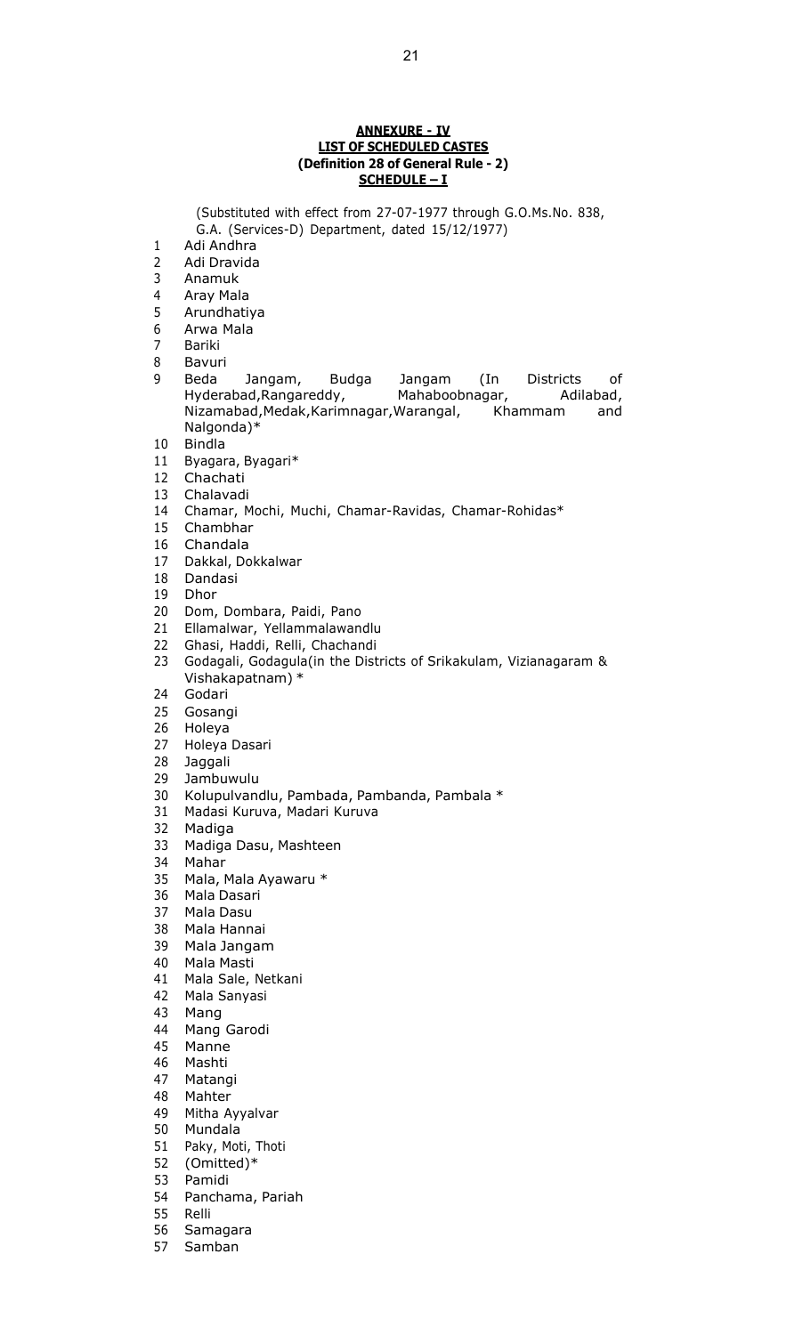**ANNEXURE - IV**
**LIST OF SCHEDULED CASTES**
**(Definition 28 of General Rule - 2)**
**SCHEDULE – I**

(Substituted with effect from 27-07-1977 through G.O.Ms.No. 838, G.A. (Services-D) Department, dated 15/12/1977)

1 Adi Andhra
2 Adi Dravida
3 Anamuk
4 Aray Mala
5 Arundhatiya
6 Arwa Mala
7 Bariki
8 Bavuri
9 Beda Jangam, Budga Jangam (In Districts of Hyderabad,Rangareddy, Mahaboobnagar, Adilabad, Nizamabad,Medak,Karimnagar,Warangal, Khammam and Nalgonda)*
10 Bindla
11 Byagara, Byagari*
12 Chachati
13 Chalavadi
14 Chamar, Mochi, Muchi, Chamar-Ravidas, Chamar-Rohidas*
15 Chambhar
16 Chandala
17 Dakkal, Dokkalwar
18 Dandasi
19 Dhor
20 Dom, Dombara, Paidi, Pano
21 Ellamalwar, Yellammalawandlu
22 Ghasi, Haddi, Relli, Chachandi
23 Godagali, Godagula(in the Districts of Srikakulam, Vizianagaram & Vishakapatnam) *
24 Godari
25 Gosangi
26 Holeya
27 Holeya Dasari
28 Jaggali
29 Jambuwulu
30 Kolupulvandlu, Pambada, Pambanda, Pambala *
31 Madasi Kuruva, Madari Kuruva
32 Madiga
33 Madiga Dasu, Mashteen
34 Mahar
35 Mala, Mala Ayawaru *
36 Mala Dasari
37 Mala Dasu
38 Mala Hannai
39 Mala Jangam
40 Mala Masti
41 Mala Sale, Netkani
42 Mala Sanyasi
43 Mang
44 Mang Garodi
45 Manne
46 Mashti
47 Matangi
48 Mahter
49 Mitha Ayyalvar
50 Mundala
51 Paky, Moti, Thoti
52 (Omitted)*
53 Pamidi
54 Panchama, Pariah
55 Relli
56 Samagara
57 Samban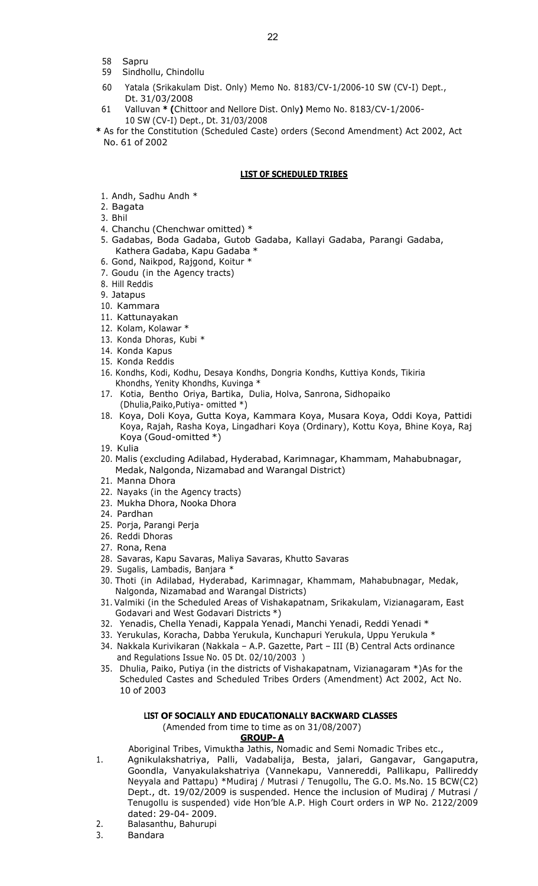58 Sapru
59 Sindhollu, Chindollu
60 Yatala (Srikakulam Dist. Only) Memo No. 8183/CV-1/2006-10 SW (CV-I) Dept., Dt. 31/03/2008
61 Valluvan * (Chittoor and Nellore Dist. Only) Memo No. 8183/CV-1/2006-10 SW (CV-I) Dept., Dt. 31/03/2008

* As for the Constitution (Scheduled Caste) orders (Second Amendment) Act 2002, Act No. 61 of 2002

## LIST OF SCHEDULED TRIBES

1. Andh, Sadhu Andh *
2. Bagata
3. Bhil
4. Chanchu (Chenchwar omitted) *
5. Gadabas, Boda Gadaba, Gutob Gadaba, Kallayi Gadaba, Parangi Gadaba, Kathera Gadaba, Kapu Gadaba *
6. Gond, Naikpod, Rajgond, Koitur *
7. Goudu (in the Agency tracts)
8. Hill Reddis
9. Jatapus
10. Kammara
11. Kattunayakan
12. Kolam, Kolawar *
13. Konda Dhoras, Kubi *
14. Konda Kapus
15. Konda Reddis
16. Kondhs, Kodi, Kodhu, Desaya Kondhs, Dongria Kondhs, Kuttiya Konds, Tikiria Khondhs, Yenity Khondhs, Kuvinga *
17. Kotia, Bentho Oriya, Bartika, Dulia, Holva, Sanrona, Sidhopaiko (Dhulia,Paiko,Putiya- omitted *)
18. Koya, Doli Koya, Gutta Koya, Kammara Koya, Musara Koya, Oddi Koya, Pattidi Koya, Rajah, Rasha Koya, Lingadhari Koya (Ordinary), Kottu Koya, Bhine Koya, Raj Koya (Goud-omitted *)
19. Kulia
20. Malis (excluding Adilabad, Hyderabad, Karimnagar, Khammam, Mahabubnagar, Medak, Nalgonda, Nizamabad and Warangal District)
21. Manna Dhora
22. Nayaks (in the Agency tracts)
23. Mukha Dhora, Nooka Dhora
24. Pardhan
25. Porja, Parangi Perja
26. Reddi Dhoras
27. Rona, Rena
28. Savaras, Kapu Savaras, Maliya Savaras, Khutto Savaras
29. Sugalis, Lambadis, Banjara *
30. Thoti (in Adilabad, Hyderabad, Karimnagar, Khammam, Mahabubnagar, Medak, Nalgonda, Nizamabad and Warangal Districts)
31. Valmiki (in the Scheduled Areas of Vishakapatnam, Srikakulam, Vizianagaram, East Godavari and West Godavari Districts *)
32. Yenadis, Chella Yenadi, Kappala Yenadi, Manchi Yenadi, Reddi Yenadi *
33. Yerukulas, Koracha, Dabba Yerukula, Kunchapuri Yerukula, Uppu Yerukula *
34. Nakkala Kurivikaran (Nakkala – A.P. Gazette, Part – III (B) Central Acts ordinance and Regulations Issue No. 05 Dt. 02/10/2003 )
35. Dhulia, Paiko, Putiya (in the districts of Vishakapatnam, Vizianagaram *)As for the Scheduled Castes and Scheduled Tribes Orders (Amendment) Act 2002, Act No. 10 of 2003

## LIST OF SOCIALLY AND EDUCATIONALLY BACKWARD CLASSES

(Amended from time to time as on 31/08/2007)

### GROUP- A

Aboriginal Tribes, Vimuktha Jathis, Nomadic and Semi Nomadic Tribes etc.,

1. Agnikulakshatriya, Palli, Vadabalija, Besta, jalari, Gangavar, Gangaputra, Goondla, Vanyakulakshatriya (Vannekapu, Vannereddi, Pallikapu, Pallireddy Neyyala and Pattapu) *Mudiraj / Mutrasi / Tenugollu, The G.O. Ms.No. 15 BCW(C2) Dept., dt. 19/02/2009 is suspended. Hence the inclusion of Mudiraj / Mutrasi / Tenugollu is suspended) vide Hon'ble A.P. High Court orders in WP No. 2122/2009 dated: 29-04- 2009.
2. Balasanthu, Bahurupi
3. Bandara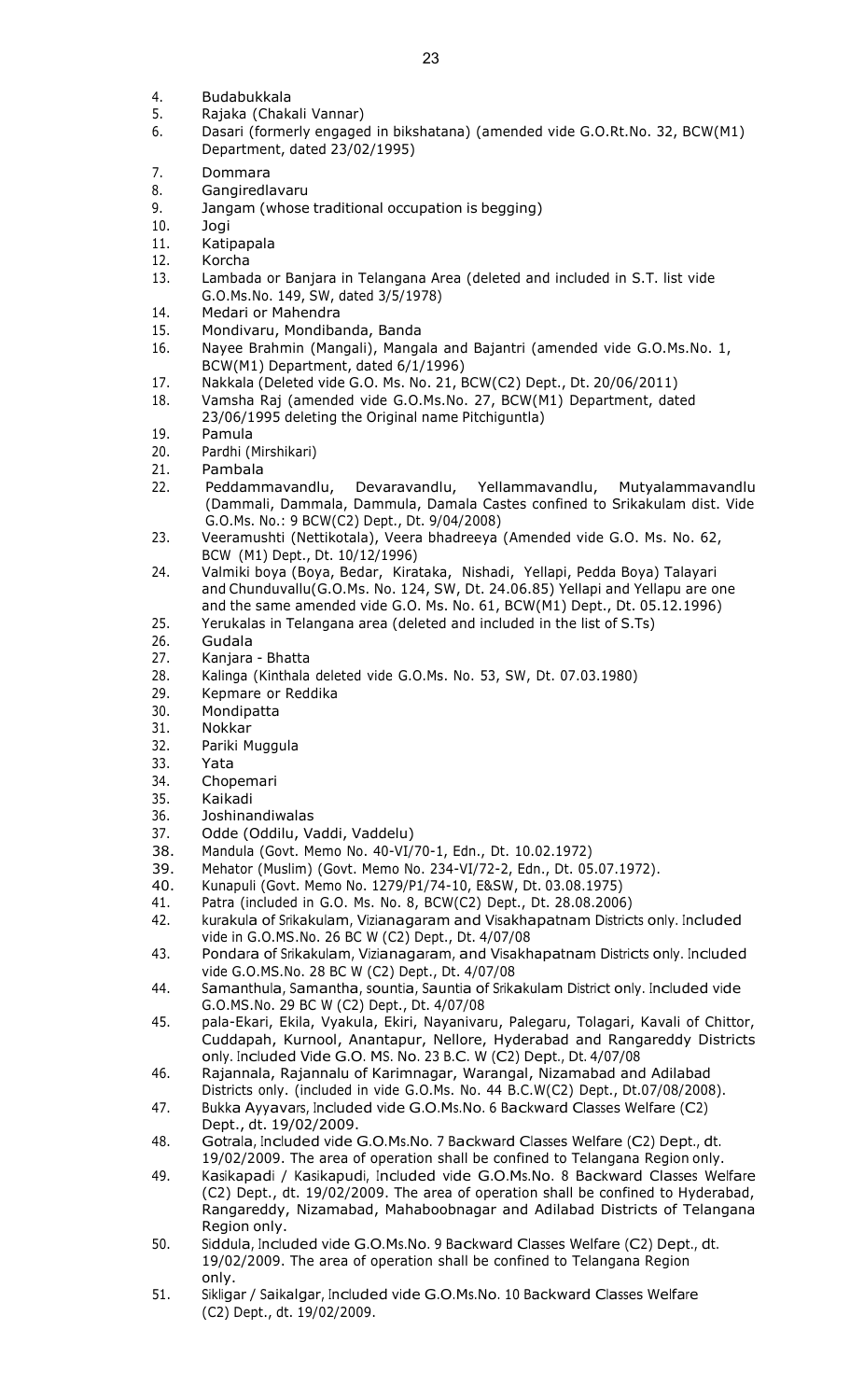4. Budabukkala
5. Rajaka (Chakali Vannar)
6. Dasari (formerly engaged in bikshatana) (amended vide G.O.Rt.No. 32, BCW(M1) Department, dated 23/02/1995)
7. Dommara
8. Gangiredlavaru
9. Jangam (whose traditional occupation is begging)
10. Jogi
11. Katipapala
12. Korcha
13. Lambada or Banjara in Telangana Area (deleted and included in S.T. list vide G.O.Ms.No. 149, SW, dated 3/5/1978)
14. Medari or Mahendra
15. Mondivaru, Mondibanda, Banda
16. Nayee Brahmin (Mangali), Mangala and Bajantri (amended vide G.O.Ms.No. 1, BCW(M1) Department, dated 6/1/1996)
17. Nakkala (Deleted vide G.O. Ms. No. 21, BCW(C2) Dept., Dt. 20/06/2011)
18. Vamsha Raj (amended vide G.O.Ms.No. 27, BCW(M1) Department, dated 23/06/1995 deleting the Original name Pitchiguntla)
19. Pamula
20. Pardhi (Mirshikari)
21. Pambala
22. Peddammavandlu, Devaravandlu, Yellammavandlu, Mutyalammavandlu (Dammali, Dammala, Dammula, Damala Castes confined to Srikakulam dist. Vide G.O.Ms. No.: 9 BCW(C2) Dept., Dt. 9/04/2008)
23. Veeramushti (Nettikotala), Veera bhadreeya (Amended vide G.O. Ms. No. 62, BCW (M1) Dept., Dt. 10/12/1996)
24. Valmiki boya (Boya, Bedar, Kirataka, Nishadi, Yellapi, Pedda Boya) Talayari and Chunduvallu(G.O.Ms. No. 124, SW, Dt. 24.06.85) Yellapi and Yellapu are one and the same amended vide G.O. Ms. No. 61, BCW(M1) Dept., Dt. 05.12.1996)
25. Yerukalas in Telangana area (deleted and included in the list of S.Ts)
26. Gudala
27. Kanjara - Bhatta
28. Kalinga (Kinthala deleted vide G.O.Ms. No. 53, SW, Dt. 07.03.1980)
29. Kepmare or Reddika
30. Mondipatta
31. Nokkar
32. Pariki Muggula
33. Yata
34. Chopemari
35. Kaikadi
36. Joshinandiwalas
37. Odde (Oddilu, Vaddi, Vaddelu)
38. Mandula (Govt. Memo No. 40-VI/70-1, Edn., Dt. 10.02.1972)
39. Mehator (Muslim) (Govt. Memo No. 234-VI/72-2, Edn., Dt. 05.07.1972).
40. Kunapuli (Govt. Memo No. 1279/P1/74-10, E&SW, Dt. 03.08.1975)
41. Patra (included in G.O. Ms. No. 8, BCW(C2) Dept., Dt. 28.08.2006)
42. kurakula of Srikakulam, Vizianagaram and Visakhapatnam Districts only. Included vide in G.O.MS.No. 26 BC W (C2) Dept., Dt. 4/07/08
43. Pondara of Srikakulam, Vizianagaram, and Visakhapatnam Districts only. Included vide G.O.MS.No. 28 BC W (C2) Dept., Dt. 4/07/08
44. Samanthula, Samantha, sountia, Sauntia of Srikakulam District only. Included vide G.O.MS.No. 29 BC W (C2) Dept., Dt. 4/07/08
45. pala-Ekari, Ekila, Vyakula, Ekiri, Nayanivaru, Palegaru, Tolagari, Kavali of Chittor, Cuddapah, Kurnool, Anantapur, Nellore, Hyderabad and Rangareddy Districts only. Included Vide G.O. MS. No. 23 B.C. W (C2) Dept., Dt. 4/07/08
46. Rajannala, Rajannalu of Karimnagar, Warangal, Nizamabad and Adilabad Districts only. (included in vide G.O.Ms. No. 44 B.C.W(C2) Dept., Dt.07/08/2008).
47. Bukka Ayyavars, Included vide G.O.Ms.No. 6 Backward Classes Welfare (C2) Dept., dt. 19/02/2009.
48. Gotrala, Included vide G.O.Ms.No. 7 Backward Classes Welfare (C2) Dept., dt. 19/02/2009. The area of operation shall be confined to Telangana Region only.
49. Kasikapadi / Kasikapudi, Included vide G.O.Ms.No. 8 Backward Classes Welfare (C2) Dept., dt. 19/02/2009. The area of operation shall be confined to Hyderabad, Rangareddy, Nizamabad, Mahaboobnagar and Adilabad Districts of Telangana Region only.
50. Siddula, Included vide G.O.Ms.No. 9 Backward Classes Welfare (C2) Dept., dt. 19/02/2009. The area of operation shall be confined to Telangana Region only.
51. Sikligar / Saikalgar, Included vide G.O.Ms.No. 10 Backward Classes Welfare (C2) Dept., dt. 19/02/2009.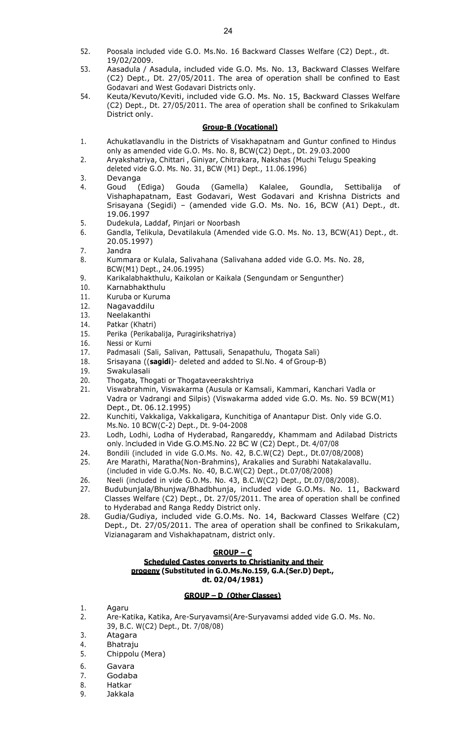52. Poosala included vide G.O. Ms.No. 16 Backward Classes Welfare (C2) Dept., dt. 19/02/2009.
53. Aasadula / Asadula, included vide G.O. Ms. No. 13, Backward Classes Welfare (C2) Dept., Dt. 27/05/2011. The area of operation shall be confined to East Godavari and West Godavari Districts only.
54. Keuta/Kevuto/Keviti, included vide G.O. Ms. No. 15, Backward Classes Welfare (C2) Dept., Dt. 27/05/2011. The area of operation shall be confined to Srikakulam District only.

**Group-B (Vocational)**

1. Achukatlavandlu in the Districts of Visakhapatnam and Guntur confined to Hindus only as amended vide G.O. Ms. No. 8, BCW(C2) Dept., Dt. 29.03.2000
2. Aryakshatriya, Chittari , Giniyar, Chitrakara, Nakshas (Muchi Telugu Speaking deleted vide G.O. Ms. No. 31, BCW (M1) Dept., 11.06.1996)
3. Devanga
4. Goud (Ediga) Gouda (Gamella) Kalalee, Goundla, Settibalija of Vishaphapatnam, East Godavari, West Godavari and Krishna Districts and Srisayana (Segidi) – (amended vide G.O. Ms. No. 16, BCW (A1) Dept., dt. 19.06.1997
5. Dudekula, Laddaf, Pinjari or Noorbash
6. Gandla, Telikula, Devatilakula (Amended vide G.O. Ms. No. 13, BCW(A1) Dept., dt. 20.05.1997)
7. Jandra
8. Kummara or Kulala, Salivahana (Salivahana added vide G.O. Ms. No. 28, BCW(M1) Dept., 24.06.1995)
9. Karikalabhakthulu, Kaikolan or Kaikala (Sengundam or Sengunther)
10. Karnabhakthulu
11. Kuruba or Kuruma
12. Nagavaddilu
13. Neelakanthi
14. Patkar (Khatri)
15. Perika (Perikabalija, Puragirikshatriya)
16. Nessi or Kurni
17. Padmasali (Sali, Salivan, Pattusali, Senapathulu, Thogata Sali)
18. Srisayana ((**sagidi**)- deleted and added to Sl.No. 4 of Group-B)
19. Swakulasali
20. Thogata, Thogati or Thogataveerakshtriya
21. Viswabrahmin, Viswakarma (Ausula or Kamsali, Kammari, Kanchari Vadla or Vadra or Vadrangi and Silpis) (Viswakarma added vide G.O. Ms. No. 59 BCW(M1) Dept., Dt. 06.12.1995)
22. Kunchiti, Vakkaliga, Vakkaligara, Kunchitiga of Anantapur Dist. Only vide G.O. Ms.No. 10 BCW(C-2) Dept., Dt. 9-04-2008
23. Lodh, Lodhi, Lodha of Hyderabad, Rangareddy, Khammam and Adilabad Districts only. Included in Vide G.O.MS.No. 22 BC W (C2) Dept., Dt. 4/07/08
24. Bondili (included in vide G.O.Ms. No. 42, B.C.W(C2) Dept., Dt.07/08/2008)
25. Are Marathi, Maratha(Non-Brahmins), Arakalies and Surabhi Natakalavallu. (included in vide G.O.Ms. No. 40, B.C.W(C2) Dept., Dt.07/08/2008)
26. Neeli (included in vide G.O.Ms. No. 43, B.C.W(C2) Dept., Dt.07/08/2008).
27. Budubunjala/Bhunjwa/Bhadbhunja, included vide G.O.Ms. No. 11, Backward Classes Welfare (C2) Dept., Dt. 27/05/2011. The area of operation shall be confined to Hyderabad and Ranga Reddy District only.
28. Gudia/Gudiya, included vide G.O.Ms. No. 14, Backward Classes Welfare (C2) Dept., Dt. 27/05/2011. The area of operation shall be confined to Srikakulam, Vizianagaram and Vishakhapatnam, district only.

**GROUP – C**

**Scheduled Castes converts to Christianity and their progeny (Substituted in G.O.Ms.No.159, G.A.(Ser.D) Dept., dt. 02/04/1981)**

**GROUP – D (Other Classes)**

1. Agaru
2. Are-Katika, Katika, Are-Suryavamsi(Are-Suryavamsi added vide G.O. Ms. No. 39, B.C. W(C2) Dept., Dt. 7/08/08)
3. Atagara
4. Bhatraju
5. Chippolu (Mera)
6. Gavara
7. Godaba
8. Hatkar
9. Jakkala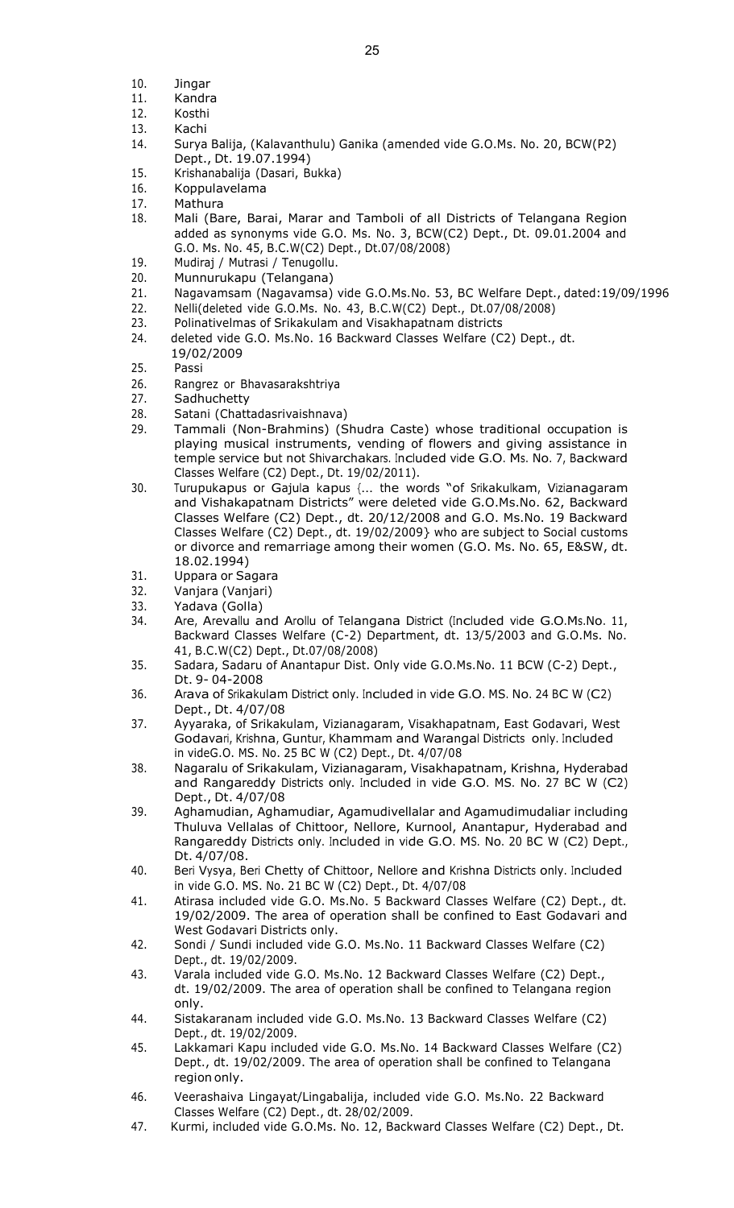10. Jingar
11. Kandra
12. Kosthi
13. Kachi
14. Surya Balija, (Kalavanthulu) Ganika (amended vide G.O.Ms. No. 20, BCW(P2) Dept., Dt. 19.07.1994)
15. Krishanabalija (Dasari, Bukka)
16. Koppulavelama
17. Mathura
18. Mali (Bare, Barai, Marar and Tamboli of all Districts of Telangana Region added as synonyms vide G.O. Ms. No. 3, BCW(C2) Dept., Dt. 09.01.2004 and G.O. Ms. No. 45, B.C.W(C2) Dept., Dt.07/08/2008)
19. Mudiraj / Mutrasi / Tenugollu.
20. Munnurukapu (Telangana)
21. Nagavamsam (Nagavamsa) vide G.O.Ms.No. 53, BC Welfare Dept., dated:19/09/1996
22. Nelli(deleted vide G.O.Ms. No. 43, B.C.W(C2) Dept., Dt.07/08/2008)
23. Polinativelmas of Srikakulam and Visakhapatnam districts
24. deleted vide G.O. Ms.No. 16 Backward Classes Welfare (C2) Dept., dt. 19/02/2009
25. Passi
26. Rangrez or Bhavasarakshtriya
27. Sadhuchetty
28. Satani (Chattadasrivaishnava)
29. Tammali (Non-Brahmins) (Shudra Caste) whose traditional occupation is playing musical instruments, vending of flowers and giving assistance in temple service but not Shivarchakars. Included vide G.O. Ms. No. 7, Backward Classes Welfare (C2) Dept., Dt. 19/02/2011).
30. Turupukapus or Gajula kapus {... the words "of Srikakulkam, Vizianagaram and Vishakapatnam Districts" were deleted vide G.O.Ms.No. 62, Backward Classes Welfare (C2) Dept., dt. 20/12/2008 and G.O. Ms.No. 19 Backward Classes Welfare (C2) Dept., dt. 19/02/2009} who are subject to Social customs or divorce and remarriage among their women (G.O. Ms. No. 65, E&SW, dt. 18.02.1994)
31. Uppara or Sagara
32. Vanjara (Vanjari)
33. Yadava (Golla)
34. Are, Arevallu and Arollu of Telangana District (Included vide G.O.Ms.No. 11, Backward Classes Welfare (C-2) Department, dt. 13/5/2003 and G.O.Ms. No. 41, B.C.W(C2) Dept., Dt.07/08/2008)
35. Sadara, Sadaru of Anantapur Dist. Only vide G.O.Ms.No. 11 BCW (C-2) Dept., Dt. 9- 04-2008
36. Arava of Srikakulam District only. Included in vide G.O. MS. No. 24 BC W (C2) Dept., Dt. 4/07/08
37. Ayyaraka, of Srikakulam, Vizianagaram, Visakhapatnam, East Godavari, West Godavari, Krishna, Guntur, Khammam and Warangal Districts only. Included in videG.O. MS. No. 25 BC W (C2) Dept., Dt. 4/07/08
38. Nagaralu of Srikakulam, Vizianagaram, Visakhapatnam, Krishna, Hyderabad and Rangareddy Districts only. Included in vide G.O. MS. No. 27 BC W (C2) Dept., Dt. 4/07/08
39. Aghamudian, Aghamudiar, Agamudivellalar and Agamudimudaliar including Thuluva Vellalas of Chittoor, Nellore, Kurnool, Anantapur, Hyderabad and Rangareddy Districts only. Included in vide G.O. MS. No. 20 BC W (C2) Dept., Dt. 4/07/08.
40. Beri Vysya, Beri Chetty of Chittoor, Nellore and Krishna Districts only. Included in vide G.O. MS. No. 21 BC W (C2) Dept., Dt. 4/07/08
41. Atirasa included vide G.O. Ms.No. 5 Backward Classes Welfare (C2) Dept., dt. 19/02/2009. The area of operation shall be confined to East Godavari and West Godavari Districts only.
42. Sondi / Sundi included vide G.O. Ms.No. 11 Backward Classes Welfare (C2) Dept., dt. 19/02/2009.
43. Varala included vide G.O. Ms.No. 12 Backward Classes Welfare (C2) Dept., dt. 19/02/2009. The area of operation shall be confined to Telangana region only.
44. Sistakaranam included vide G.O. Ms.No. 13 Backward Classes Welfare (C2) Dept., dt. 19/02/2009.
45. Lakkamari Kapu included vide G.O. Ms.No. 14 Backward Classes Welfare (C2) Dept., dt. 19/02/2009. The area of operation shall be confined to Telangana region only.
46. Veerashaiva Lingayat/Lingabalija, included vide G.O. Ms.No. 22 Backward Classes Welfare (C2) Dept., dt. 28/02/2009.
47. Kurmi, included vide G.O.Ms. No. 12, Backward Classes Welfare (C2) Dept., Dt.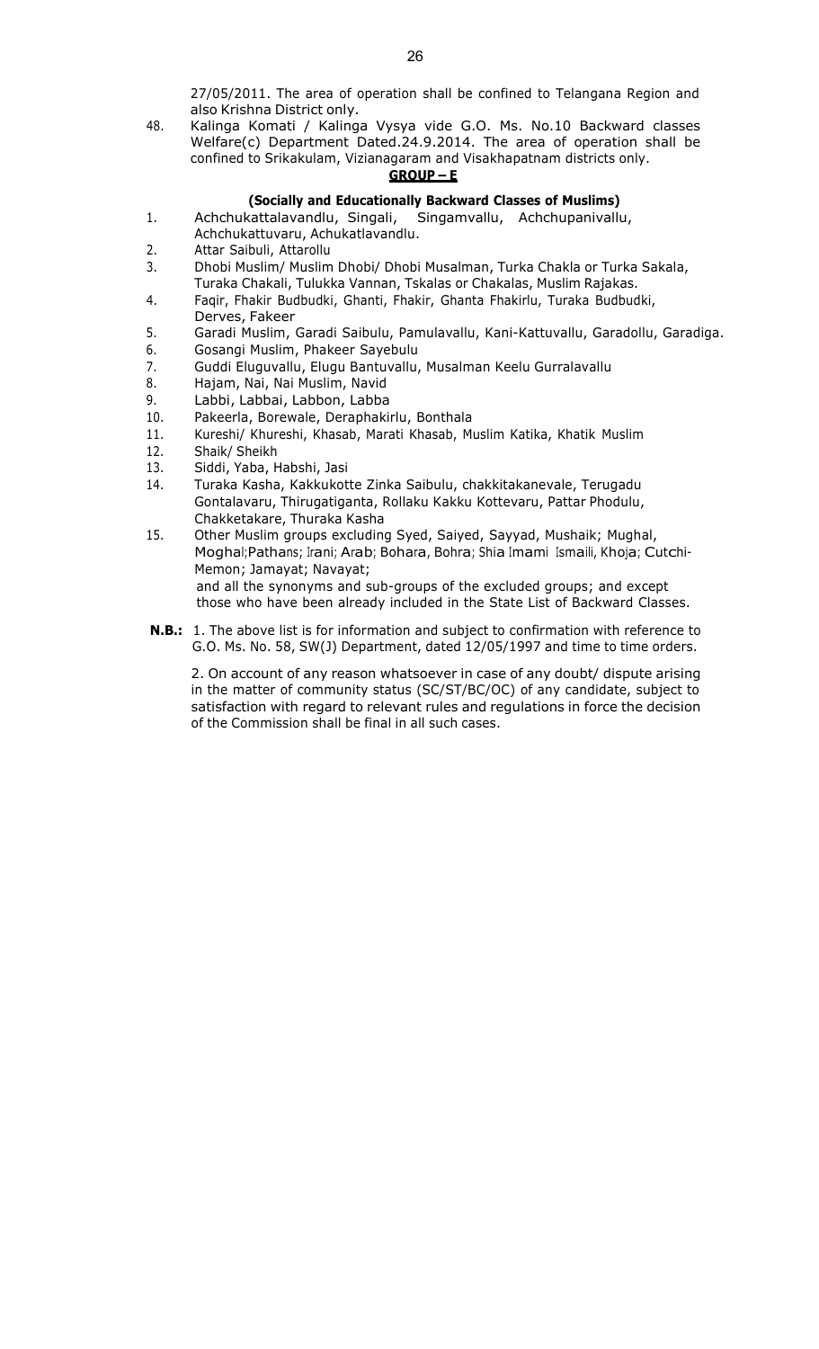27/05/2011. The area of operation shall be confined to Telangana Region and also Krishna District only.

48. Kalinga Komati / Kalinga Vysya vide G.O. Ms. No.10 Backward classes Welfare(c) Department Dated.24.9.2014. The area of operation shall be confined to Srikakulam, Vizianagaram and Visakhapatnam districts only.

## GROUP – E

### (Socially and Educationally Backward Classes of Muslims)

1. Achchukattalavandlu, Singali, Singamvallu, Achchupanivallu, Achchukattuvaru, Achukatlavandlu.
2. Attar Saibuli, Attarollu
3. Dhobi Muslim/ Muslim Dhobi/ Dhobi Musalman, Turka Chakla or Turka Sakala, Turaka Chakali, Tulukka Vannan, Tskalas or Chakalas, Muslim Rajakas.
4. Faqir, Fhakir Budbudki, Ghanti, Fhakir, Ghanta Fhakirlu, Turaka Budbudki, Derves, Fakeer
5. Garadi Muslim, Garadi Saibulu, Pamulavallu, Kani-Kattuvallu, Garadollu, Garadiga.
6. Gosangi Muslim, Phakeer Sayebulu
7. Guddi Eluguvallu, Elugu Bantuvallu, Musalman Keelu Gurralavallu
8. Hajam, Nai, Nai Muslim, Navid
9. Labbi, Labbai, Labbon, Labba
10. Pakeerla, Borewale, Deraphakirlu, Bonthala
11. Kureshi/ Khureshi, Khasab, Marati Khasab, Muslim Katika, Khatik Muslim
12. Shaik/ Sheikh
13. Siddi, Yaba, Habshi, Jasi
14. Turaka Kasha, Kakkukotte Zinka Saibulu, chakkitakanevale, Terugadu Gontalavaru, Thirugatiganta, Rollaku Kakku Kottevaru, Pattar Phodulu, Chakketakare, Thuraka Kasha
15. Other Muslim groups excluding Syed, Saiyed, Sayyad, Mushaik; Mughal, Moghal;Pathans; Irani; Arab; Bohara, Bohra; Shia Imami Ismaili, Khoja; Cutchi-Memon; Jamayat; Navayat;
    and all the synonyms and sub-groups of the excluded groups; and except those who have been already included in the State List of Backward Classes.

**N.B.:** 1. The above list is for information and subject to confirmation with reference to G.O. Ms. No. 58, SW(J) Department, dated 12/05/1997 and time to time orders.

2. On account of any reason whatsoever in case of any doubt/ dispute arising in the matter of community status (SC/ST/BC/OC) of any candidate, subject to satisfaction with regard to relevant rules and regulations in force the decision of the Commission shall be final in all such cases.